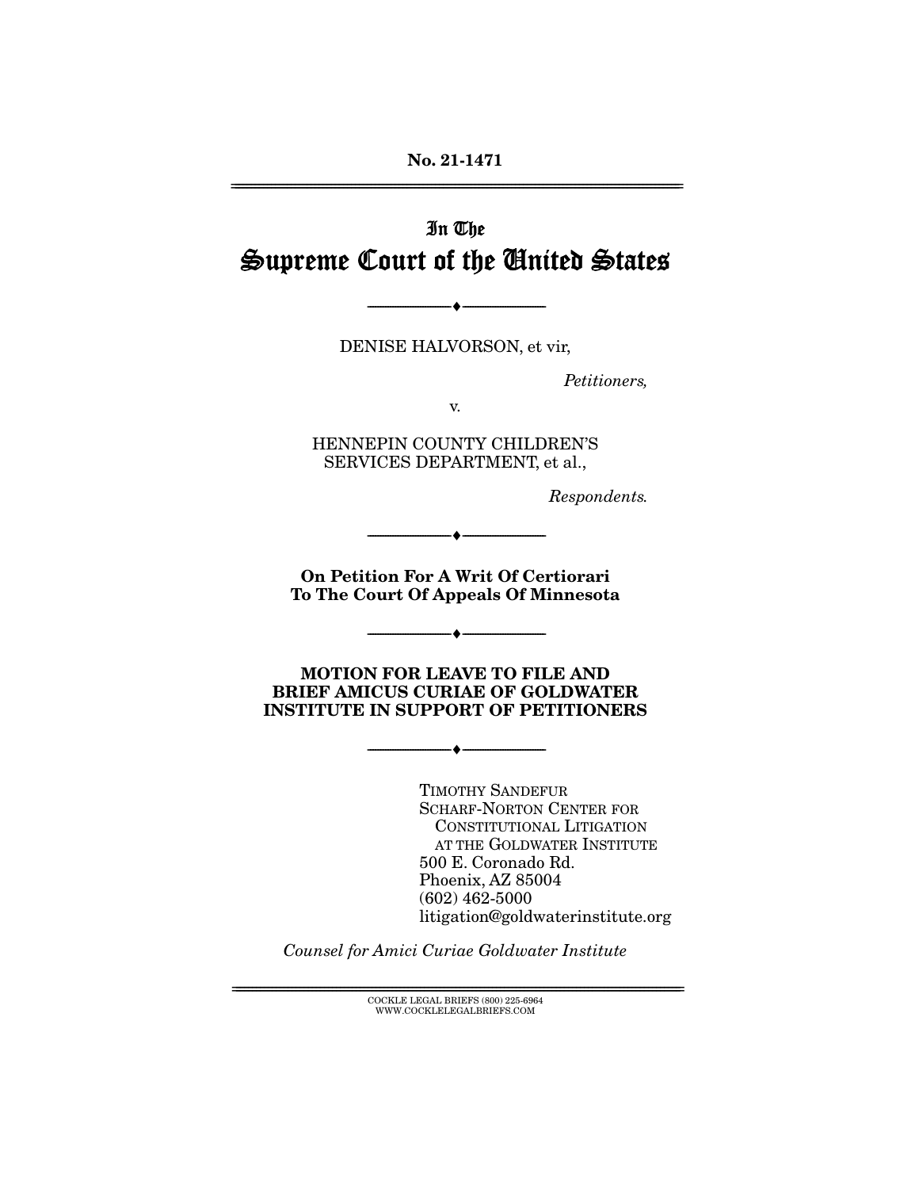**No. 21-1471**

---

# In The
# Supreme Court of the United States

---

DENISE HALVORSON, et vir,

*Petitioners,*

v.

HENNEPIN COUNTY CHILDREN'S SERVICES DEPARTMENT, et al.,

*Respondents.*

---

**On Petition For A Writ Of Certiorari To The Court Of Appeals Of Minnesota**

---

**MOTION FOR LEAVE TO FILE AND BRIEF AMICUS CURIAE OF GOLDWATER INSTITUTE IN SUPPORT OF PETITIONERS**

---

TIMOTHY SANDEFUR
SCHARF-NORTON CENTER FOR CONSTITUTIONAL LITIGATION AT THE GOLDWATER INSTITUTE
500 E. Coronado Rd.
Phoenix, AZ 85004
(602) 462-5000
litigation@goldwaterinstitute.org

*Counsel for Amici Curiae Goldwater Institute*

---

COCKLE LEGAL BRIEFS (800) 225-6964
WWW.COCKLELEGALBRIEFS.COM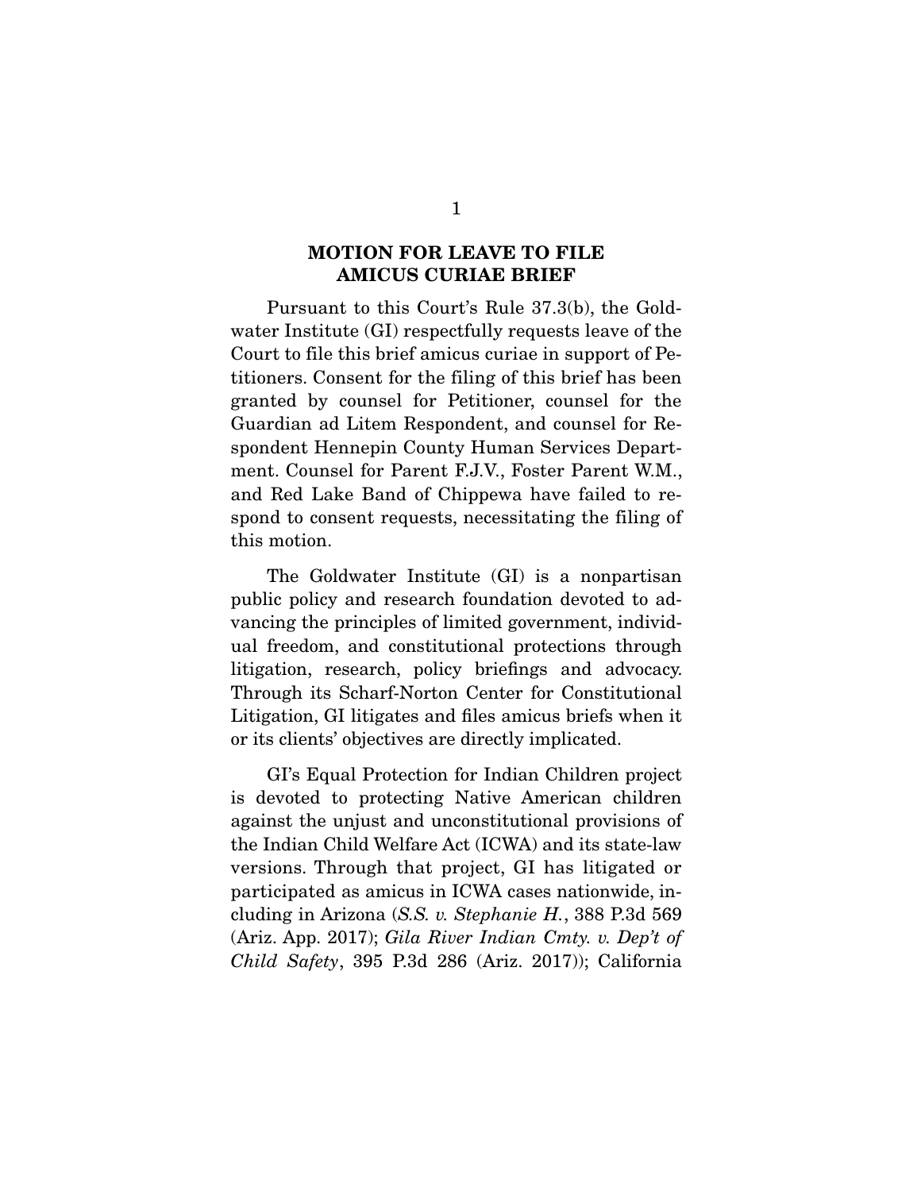## MOTION FOR LEAVE TO FILE AMICUS CURIAE BRIEF

Pursuant to this Court's Rule 37.3(b), the Goldwater Institute (GI) respectfully requests leave of the Court to file this brief amicus curiae in support of Petitioners. Consent for the filing of this brief has been granted by counsel for Petitioner, counsel for the Guardian ad Litem Respondent, and counsel for Respondent Hennepin County Human Services Department. Counsel for Parent F.J.V., Foster Parent W.M., and Red Lake Band of Chippewa have failed to respond to consent requests, necessitating the filing of this motion.

The Goldwater Institute (GI) is a nonpartisan public policy and research foundation devoted to advancing the principles of limited government, individual freedom, and constitutional protections through litigation, research, policy briefings and advocacy. Through its Scharf-Norton Center for Constitutional Litigation, GI litigates and files amicus briefs when it or its clients' objectives are directly implicated.

GI's Equal Protection for Indian Children project is devoted to protecting Native American children against the unjust and unconstitutional provisions of the Indian Child Welfare Act (ICWA) and its state-law versions. Through that project, GI has litigated or participated as amicus in ICWA cases nationwide, including in Arizona (*S.S. v. Stephanie H.*, 388 P.3d 569 (Ariz. App. 2017); *Gila River Indian Cmty. v. Dep't of Child Safety*, 395 P.3d 286 (Ariz. 2017)); California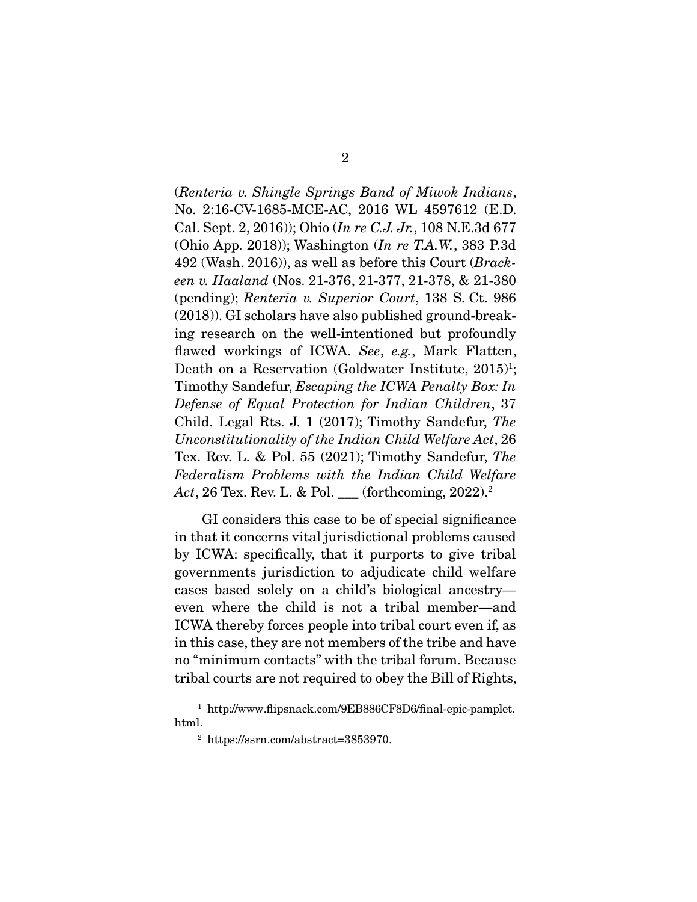(*Renteria v. Shingle Springs Band of Miwok Indians*, No. 2:16-CV-1685-MCE-AC, 2016 WL 4597612 (E.D. Cal. Sept. 2, 2016)); Ohio (*In re C.J. Jr.*, 108 N.E.3d 677 (Ohio App. 2018)); Washington (*In re T.A.W.*, 383 P.3d 492 (Wash. 2016)), as well as before this Court (*Brackeen v. Haaland* (Nos. 21-376, 21-377, 21-378, & 21-380 (pending); *Renteria v. Superior Court*, 138 S. Ct. 986 (2018)). GI scholars have also published ground-breaking research on the well-intentioned but profoundly flawed workings of ICWA. *See*, *e.g.*, Mark Flatten, Death on a Reservation (Goldwater Institute, 2015)[1]; Timothy Sandefur, *Escaping the ICWA Penalty Box: In Defense of Equal Protection for Indian Children*, 37 Child. Legal Rts. J. 1 (2017); Timothy Sandefur, *The Unconstitutionality of the Indian Child Welfare Act*, 26 Tex. Rev. L. & Pol. 55 (2021); Timothy Sandefur, *The Federalism Problems with the Indian Child Welfare Act*, 26 Tex. Rev. L. & Pol. ___ (forthcoming, 2022).[2]

GI considers this case to be of special significance in that it concerns vital jurisdictional problems caused by ICWA: specifically, that it purports to give tribal governments jurisdiction to adjudicate child welfare cases based solely on a child's biological ancestry—even where the child is not a tribal member—and ICWA thereby forces people into tribal court even if, as in this case, they are not members of the tribe and have no "minimum contacts" with the tribal forum. Because tribal courts are not required to obey the Bill of Rights,

---

[1] http://www.flipsnack.com/9EB886CF8D6/final-epic-pamplet.html.

[2] https://ssrn.com/abstract=3853970.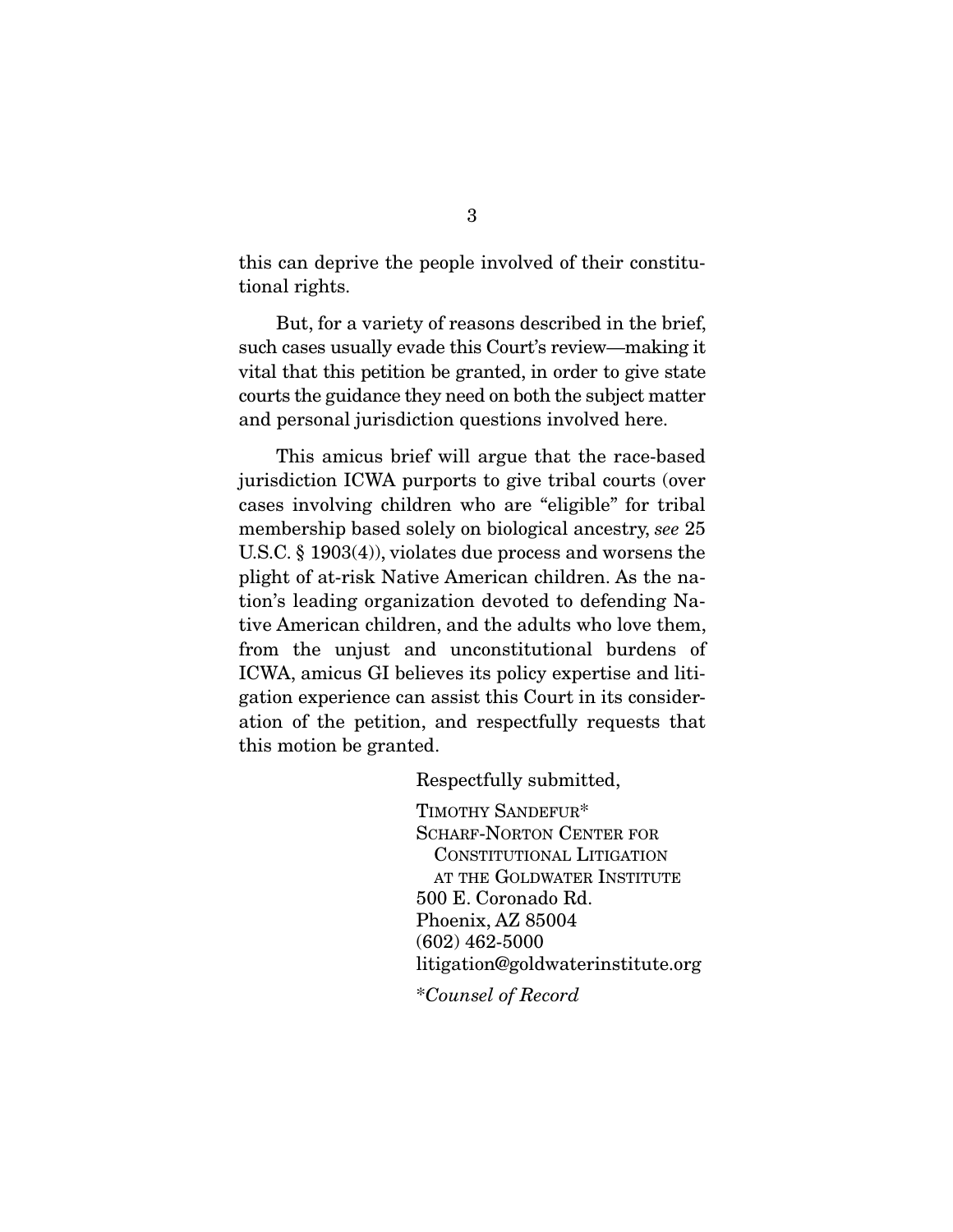this can deprive the people involved of their constitutional rights.

But, for a variety of reasons described in the brief, such cases usually evade this Court's review—making it vital that this petition be granted, in order to give state courts the guidance they need on both the subject matter and personal jurisdiction questions involved here.

This amicus brief will argue that the race-based jurisdiction ICWA purports to give tribal courts (over cases involving children who are "eligible" for tribal membership based solely on biological ancestry, *see* 25 U.S.C. § 1903(4)), violates due process and worsens the plight of at-risk Native American children. As the nation's leading organization devoted to defending Native American children, and the adults who love them, from the unjust and unconstitutional burdens of ICWA, amicus GI believes its policy expertise and litigation experience can assist this Court in its consideration of the petition, and respectfully requests that this motion be granted.

Respectfully submitted,

TIMOTHY SANDEFUR*
SCHARF-NORTON CENTER FOR CONSTITUTIONAL LITIGATION AT THE GOLDWATER INSTITUTE
500 E. Coronado Rd.
Phoenix, AZ 85004
(602) 462-5000
litigation@goldwaterinstitute.org

**Counsel of Record*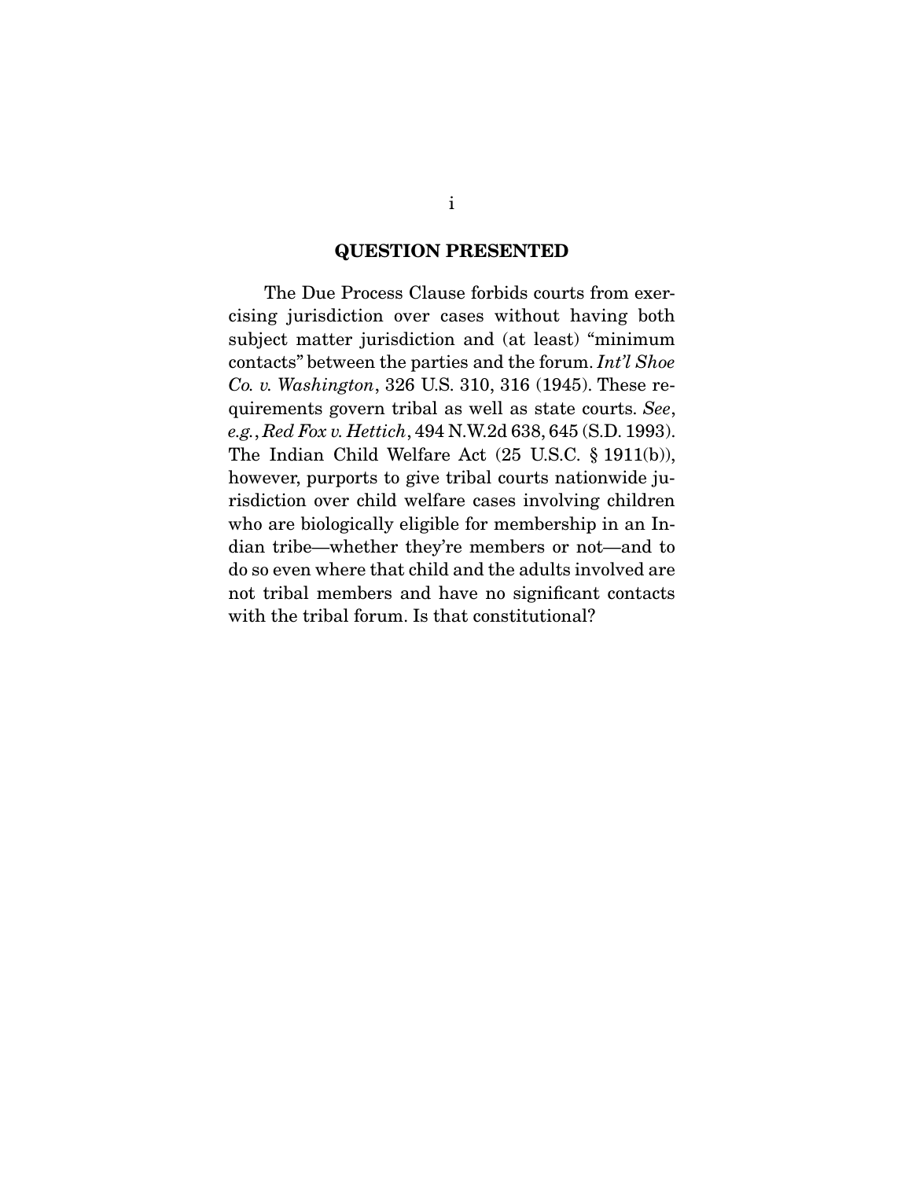## QUESTION PRESENTED

The Due Process Clause forbids courts from exercising jurisdiction over cases without having both subject matter jurisdiction and (at least) "minimum contacts" between the parties and the forum. *Int'l Shoe Co. v. Washington*, 326 U.S. 310, 316 (1945). These requirements govern tribal as well as state courts. *See*, *e.g.*, *Red Fox v. Hettich*, 494 N.W.2d 638, 645 (S.D. 1993). The Indian Child Welfare Act (25 U.S.C. § 1911(b)), however, purports to give tribal courts nationwide jurisdiction over child welfare cases involving children who are biologically eligible for membership in an Indian tribe—whether they're members or not—and to do so even where that child and the adults involved are not tribal members and have no significant contacts with the tribal forum. Is that constitutional?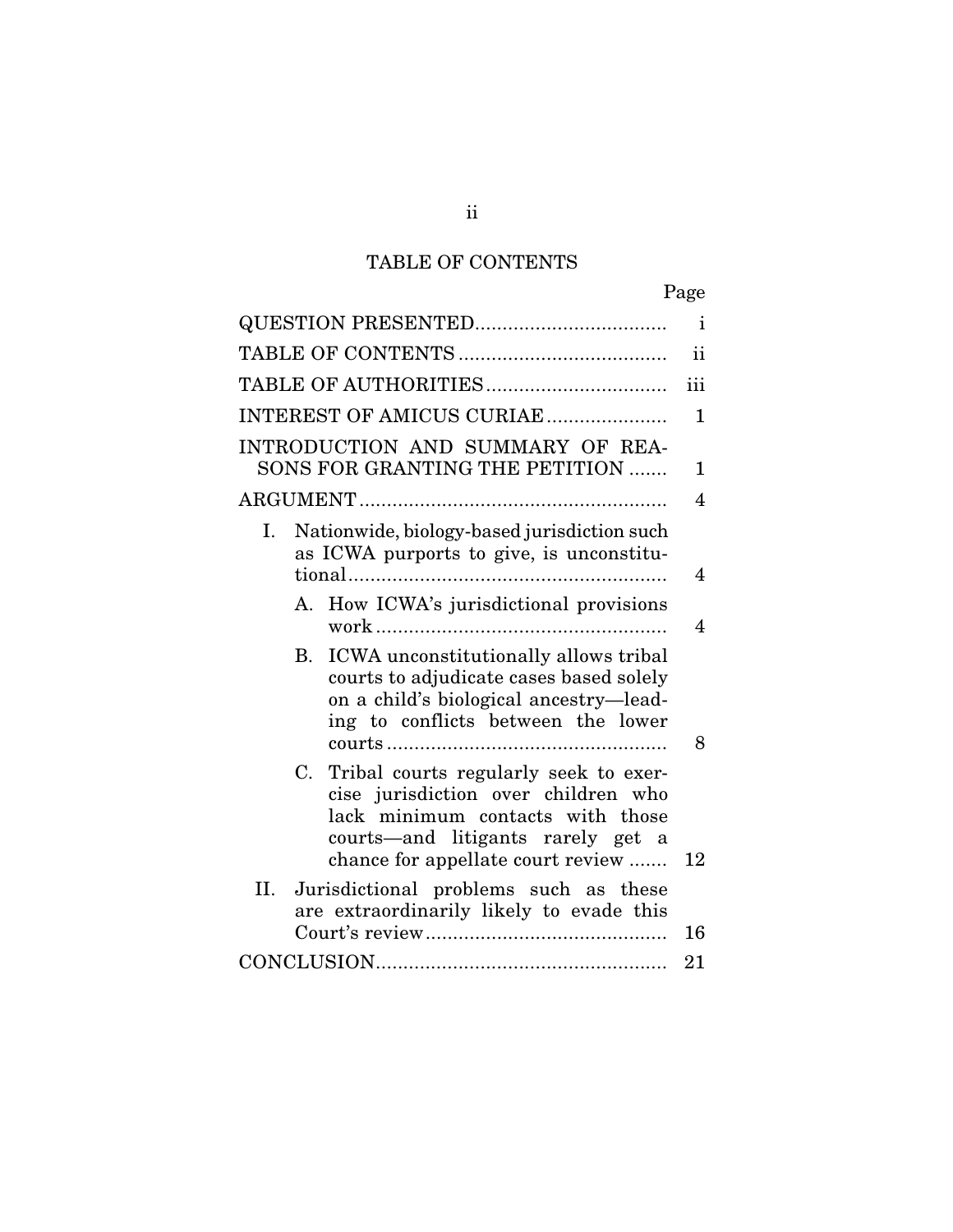# TABLE OF CONTENTS

| | Page |
|---|---|
| QUESTION PRESENTED | i |
| TABLE OF CONTENTS | ii |
| TABLE OF AUTHORITIES | iii |
| INTEREST OF AMICUS CURIAE | 1 |
| INTRODUCTION AND SUMMARY OF REASONS FOR GRANTING THE PETITION | 1 |
| ARGUMENT | 4 |
| I. Nationwide, biology-based jurisdiction such as ICWA purports to give, is unconstitutional | 4 |
| A. How ICWA's jurisdictional provisions work | 4 |
| B. ICWA unconstitutionally allows tribal courts to adjudicate cases based solely on a child's biological ancestry—leading to conflicts between the lower courts | 8 |
| C. Tribal courts regularly seek to exercise jurisdiction over children who lack minimum contacts with those courts—and litigants rarely get a chance for appellate court review | 12 |
| II. Jurisdictional problems such as these are extraordinarily likely to evade this Court's review | 16 |
| CONCLUSION | 21 |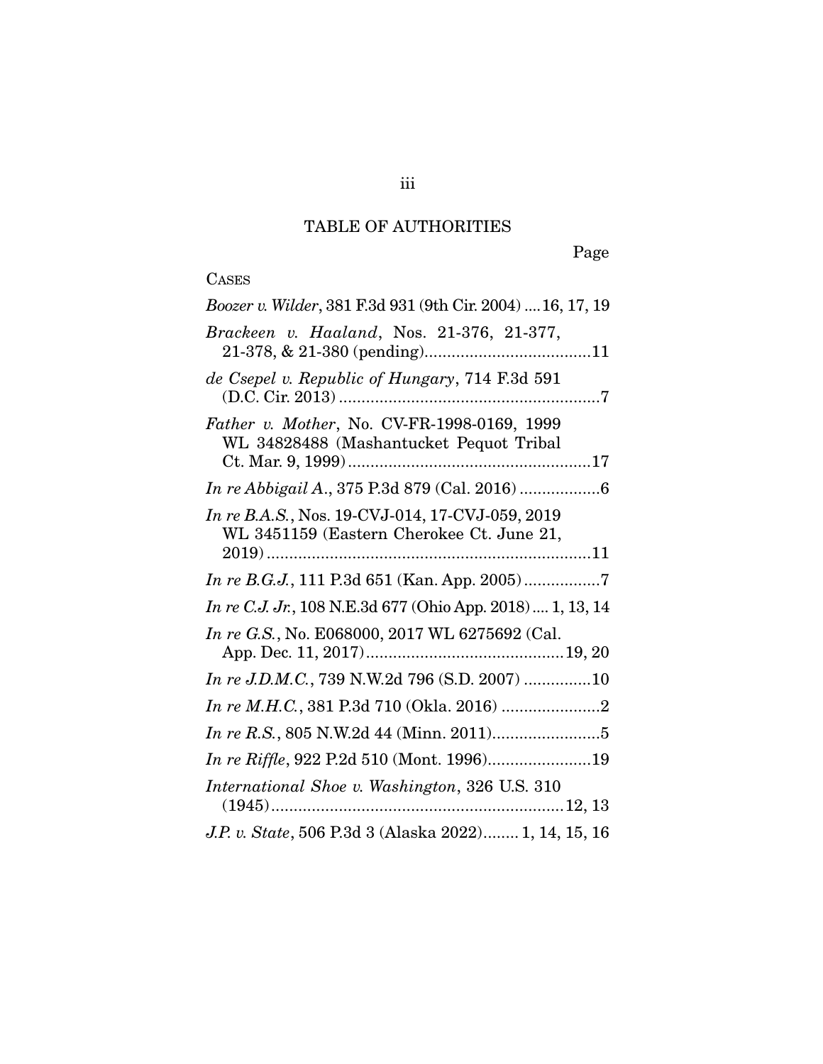# TABLE OF AUTHORITIES

Page

CASES

*Boozer v. Wilder*, 381 F.3d 931 (9th Cir. 2004) ....16, 17, 19

*Brackeen v. Haaland*, Nos. 21-376, 21-377, 21-378, & 21-380 (pending).....................................11

*de Csepel v. Republic of Hungary*, 714 F.3d 591 (D.C. Cir. 2013) ..........................................................7

*Father v. Mother*, No. CV-FR-1998-0169, 1999 WL 34828488 (Mashantucket Pequot Tribal Ct. Mar. 9, 1999).......................................................17

*In re Abbigail A.*, 375 P.3d 879 (Cal. 2016) ..................6

*In re B.A.S.*, Nos. 19-CVJ-014, 17-CVJ-059, 2019 WL 3451159 (Eastern Cherokee Ct. June 21, 2019) ........................................................................11

*In re B.G.J.*, 111 P.3d 651 (Kan. App. 2005).................7

*In re C.J. Jr.*, 108 N.E.3d 677 (Ohio App. 2018).... 1, 13, 14

*In re G.S.*, No. E068000, 2017 WL 6275692 (Cal. App. Dec. 11, 2017)............................................19, 20

*In re J.D.M.C.*, 739 N.W.2d 796 (S.D. 2007) ...............10

*In re M.H.C.*, 381 P.3d 710 (Okla. 2016) ......................2

*In re R.S.*, 805 N.W.2d 44 (Minn. 2011)........................5

*In re Riffle*, 922 P.2d 510 (Mont. 1996).......................19

*International Shoe v. Washington*, 326 U.S. 310 (1945).................................................................12, 13

*J.P. v. State*, 506 P.3d 3 (Alaska 2022)........ 1, 14, 15, 16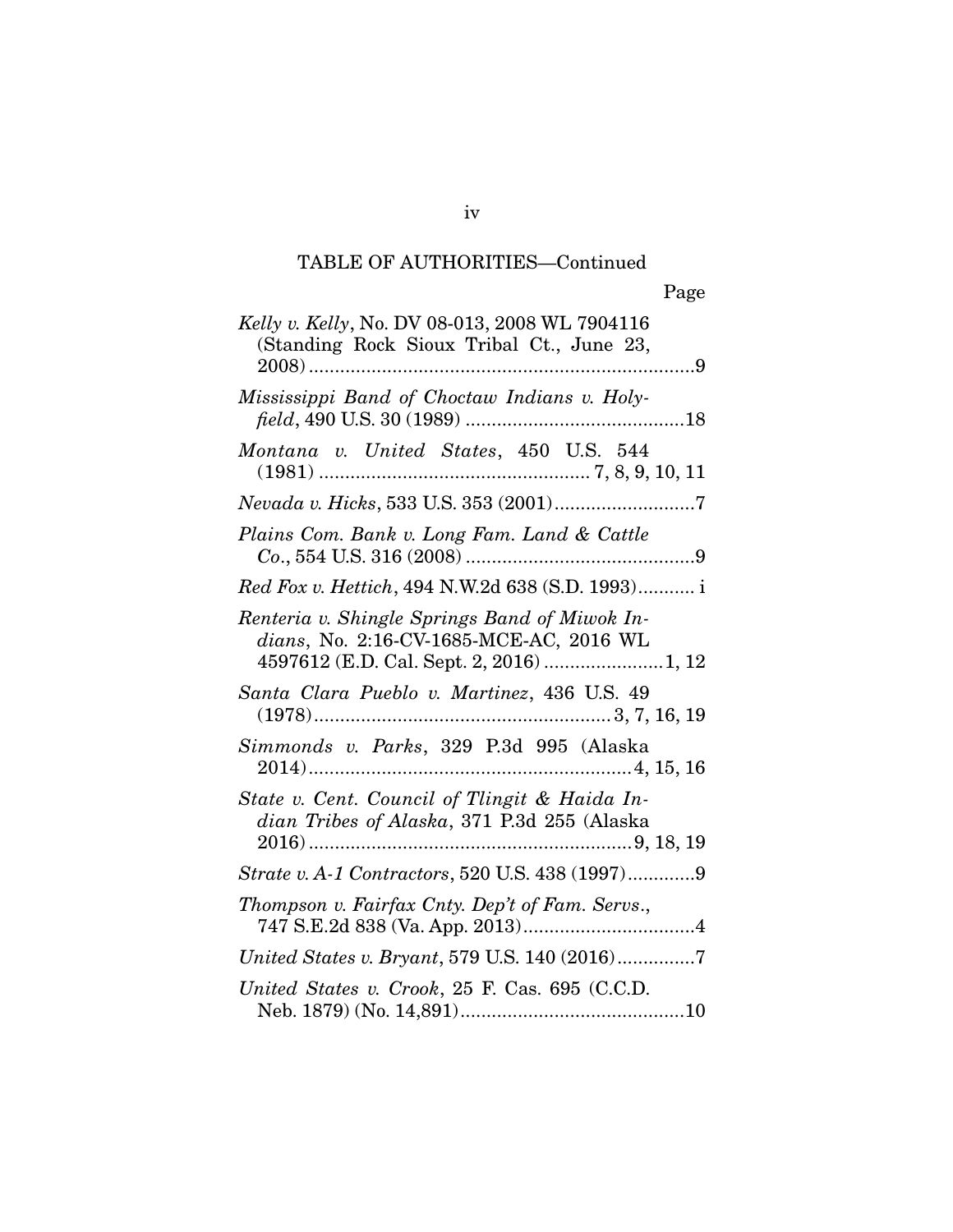TABLE OF AUTHORITIES—Continued

Page

*Kelly v. Kelly*, No. DV 08-013, 2008 WL 7904116 (Standing Rock Sioux Tribal Ct., June 23, 2008)..........................................................................9

*Mississippi Band of Choctaw Indians v. Holyfield*, 490 U.S. 30 (1989) ..........................................18

*Montana v. United States*, 450 U.S. 544 (1981) ................................................... 7, 8, 9, 10, 11

*Nevada v. Hicks*, 533 U.S. 353 (2001)...........................7

*Plains Com. Bank v. Long Fam. Land & Cattle Co.*, 554 U.S. 316 (2008) ............................................9

*Red Fox v. Hettich*, 494 N.W.2d 638 (S.D. 1993)........... i

*Renteria v. Shingle Springs Band of Miwok Indians*, No. 2:16-CV-1685-MCE-AC, 2016 WL 4597612 (E.D. Cal. Sept. 2, 2016) .......................1, 12

*Santa Clara Pueblo v. Martinez*, 436 U.S. 49 (1978).........................................................3, 7, 16, 19

*Simmonds v. Parks*, 329 P.3d 995 (Alaska 2014).............................................................4, 15, 16

*State v. Cent. Council of Tlingit & Haida Indian Tribes of Alaska*, 371 P.3d 255 (Alaska 2016).............................................................9, 18, 19

*Strate v. A-1 Contractors*, 520 U.S. 438 (1997).............9

*Thompson v. Fairfax Cnty. Dep't of Fam. Servs.*, 747 S.E.2d 838 (Va. App. 2013).................................4

*United States v. Bryant*, 579 U.S. 140 (2016)...............7

*United States v. Crook*, 25 F. Cas. 695 (C.C.D. Neb. 1879) (No. 14,891)...........................................10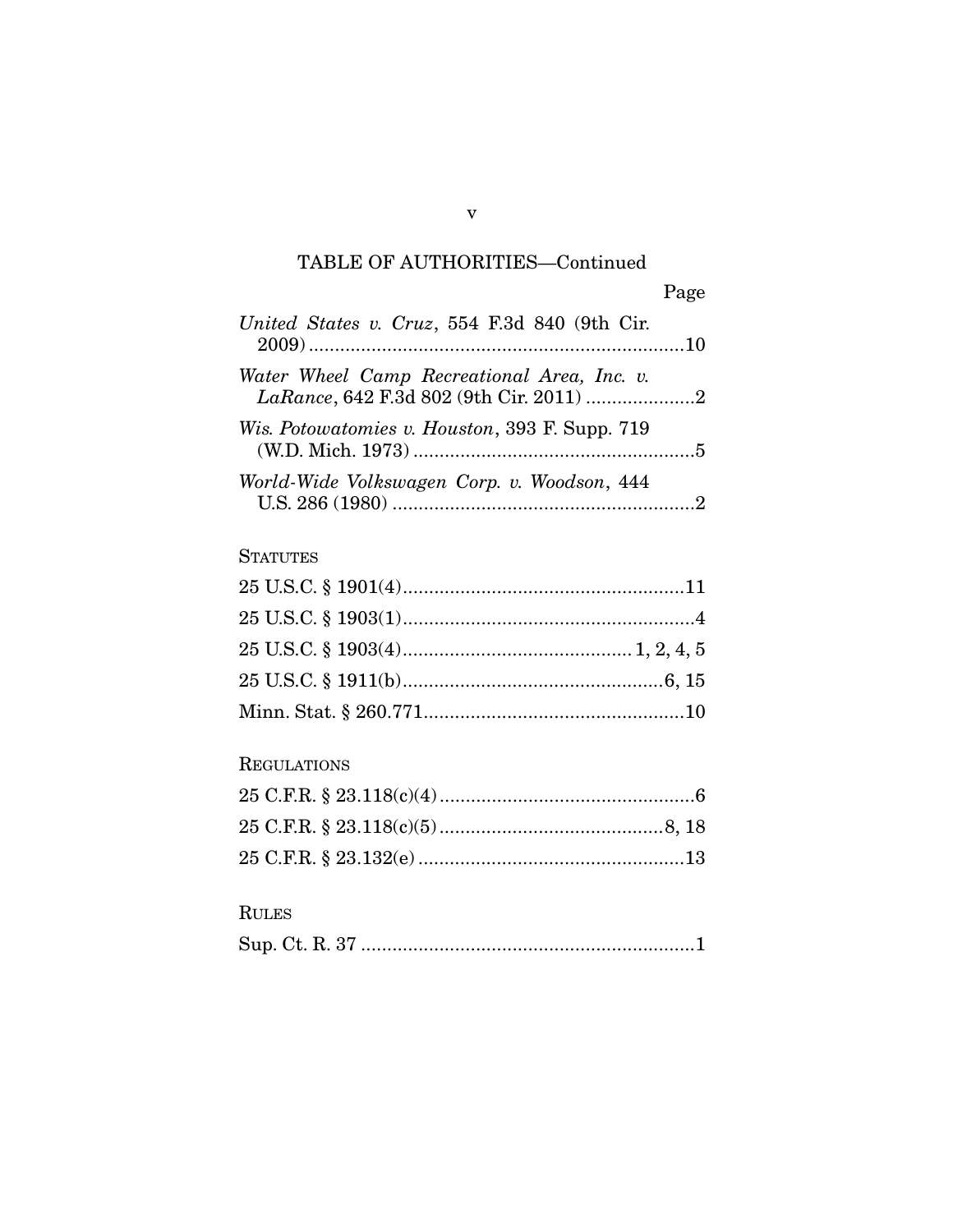## TABLE OF AUTHORITIES—Continued

| | Page |
|---|---|
| *United States v. Cruz*, 554 F.3d 840 (9th Cir. 2009) | 10 |
| *Water Wheel Camp Recreational Area, Inc. v. LaRance*, 642 F.3d 802 (9th Cir. 2011) | 2 |
| *Wis. Potowatomies v. Houston*, 393 F. Supp. 719 (W.D. Mich. 1973) | 5 |
| *World-Wide Volkswagen Corp. v. Woodson*, 444 U.S. 286 (1980) | 2 |

### STATUTES

| | |
|---|---|
| 25 U.S.C. § 1901(4) | 11 |
| 25 U.S.C. § 1903(1) | 4 |
| 25 U.S.C. § 1903(4) | 1, 2, 4, 5 |
| 25 U.S.C. § 1911(b) | 6, 15 |
| Minn. Stat. § 260.771 | 10 |

### REGULATIONS

| | |
|---|---|
| 25 C.F.R. § 23.118(c)(4) | 6 |
| 25 C.F.R. § 23.118(c)(5) | 8, 18 |
| 25 C.F.R. § 23.132(e) | 13 |

### RULES

| | |
|---|---|
| Sup. Ct. R. 37 | 1 |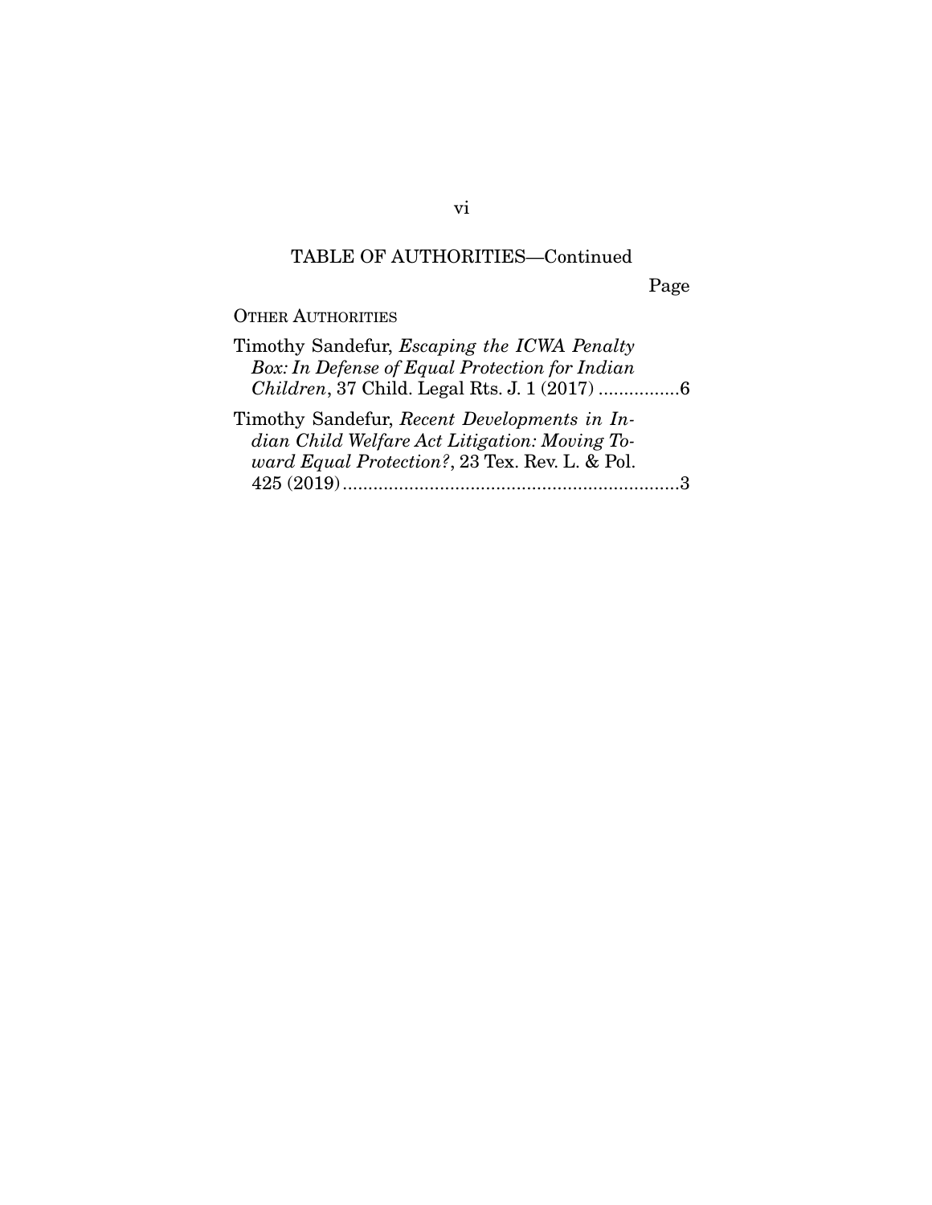## TABLE OF AUTHORITIES—Continued

Page

OTHER AUTHORITIES

Timothy Sandefur, *Escaping the ICWA Penalty Box: In Defense of Equal Protection for Indian Children*, 37 Child. Legal Rts. J. 1 (2017) ................6

Timothy Sandefur, *Recent Developments in Indian Child Welfare Act Litigation: Moving Toward Equal Protection?*, 23 Tex. Rev. L. & Pol. 425 (2019)..................................................................3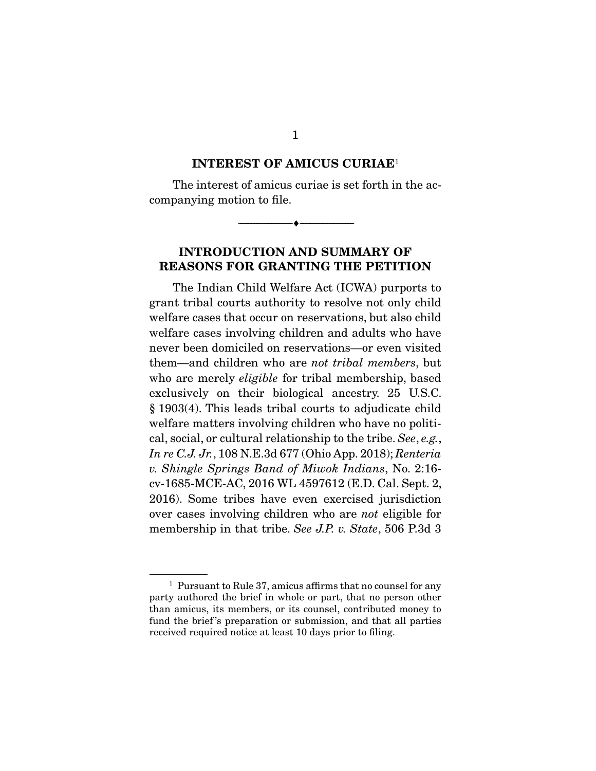## INTEREST OF AMICUS CURIAE[1]

The interest of amicus curiae is set forth in the accompanying motion to file.

---

## INTRODUCTION AND SUMMARY OF REASONS FOR GRANTING THE PETITION

The Indian Child Welfare Act (ICWA) purports to grant tribal courts authority to resolve not only child welfare cases that occur on reservations, but also child welfare cases involving children and adults who have never been domiciled on reservations—or even visited them—and children who are *not tribal members*, but who are merely *eligible* for tribal membership, based exclusively on their biological ancestry. 25 U.S.C. § 1903(4). This leads tribal courts to adjudicate child welfare matters involving children who have no political, social, or cultural relationship to the tribe. *See*, *e.g.*, *In re C.J. Jr.*, 108 N.E.3d 677 (Ohio App. 2018); *Renteria v. Shingle Springs Band of Miwok Indians*, No. 2:16-cv-1685-MCE-AC, 2016 WL 4597612 (E.D. Cal. Sept. 2, 2016). Some tribes have even exercised jurisdiction over cases involving children who are *not* eligible for membership in that tribe. *See J.P. v. State*, 506 P.3d 3

---

[1] Pursuant to Rule 37, amicus affirms that no counsel for any party authored the brief in whole or part, that no person other than amicus, its members, or its counsel, contributed money to fund the brief's preparation or submission, and that all parties received required notice at least 10 days prior to filing.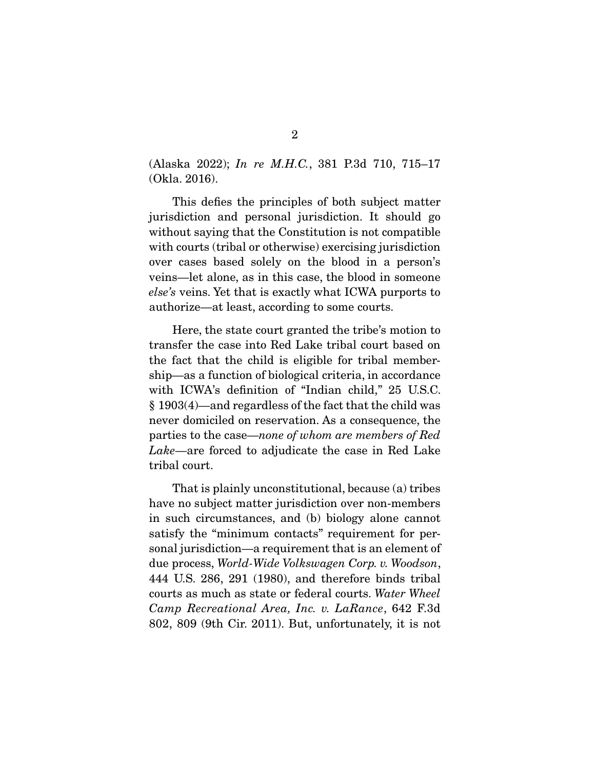(Alaska 2022); *In re M.H.C.*, 381 P.3d 710, 715–17 (Okla. 2016).

This defies the principles of both subject matter jurisdiction and personal jurisdiction. It should go without saying that the Constitution is not compatible with courts (tribal or otherwise) exercising jurisdiction over cases based solely on the blood in a person's veins—let alone, as in this case, the blood in someone *else's* veins. Yet that is exactly what ICWA purports to authorize—at least, according to some courts.

Here, the state court granted the tribe's motion to transfer the case into Red Lake tribal court based on the fact that the child is eligible for tribal membership—as a function of biological criteria, in accordance with ICWA's definition of "Indian child," 25 U.S.C. § 1903(4)—and regardless of the fact that the child was never domiciled on reservation. As a consequence, the parties to the case—*none of whom are members of Red Lake*—are forced to adjudicate the case in Red Lake tribal court.

That is plainly unconstitutional, because (a) tribes have no subject matter jurisdiction over non-members in such circumstances, and (b) biology alone cannot satisfy the "minimum contacts" requirement for personal jurisdiction—a requirement that is an element of due process, *World-Wide Volkswagen Corp. v. Woodson*, 444 U.S. 286, 291 (1980), and therefore binds tribal courts as much as state or federal courts. *Water Wheel Camp Recreational Area, Inc. v. LaRance*, 642 F.3d 802, 809 (9th Cir. 2011). But, unfortunately, it is not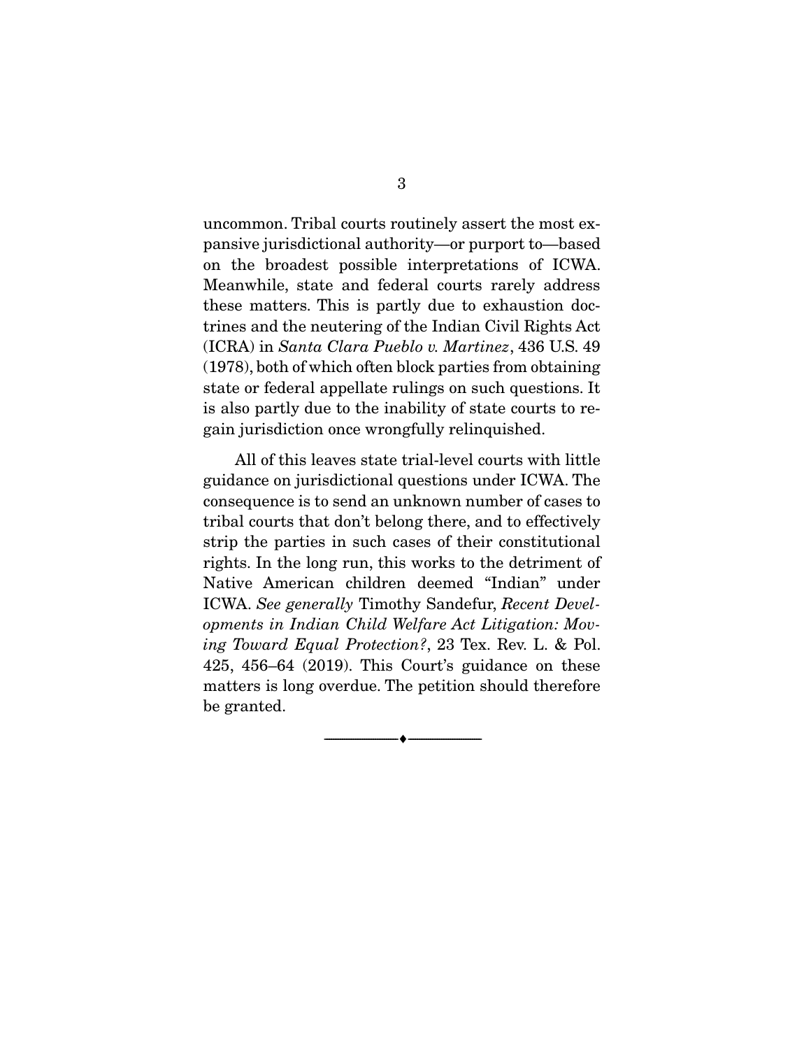uncommon. Tribal courts routinely assert the most expansive jurisdictional authority—or purport to—based on the broadest possible interpretations of ICWA. Meanwhile, state and federal courts rarely address these matters. This is partly due to exhaustion doctrines and the neutering of the Indian Civil Rights Act (ICRA) in *Santa Clara Pueblo v. Martinez*, 436 U.S. 49 (1978), both of which often block parties from obtaining state or federal appellate rulings on such questions. It is also partly due to the inability of state courts to regain jurisdiction once wrongfully relinquished.

All of this leaves state trial-level courts with little guidance on jurisdictional questions under ICWA. The consequence is to send an unknown number of cases to tribal courts that don't belong there, and to effectively strip the parties in such cases of their constitutional rights. In the long run, this works to the detriment of Native American children deemed "Indian" under ICWA. *See generally* Timothy Sandefur, *Recent Developments in Indian Child Welfare Act Litigation: Moving Toward Equal Protection?*, 23 Tex. Rev. L. & Pol. 425, 456–64 (2019). This Court's guidance on these matters is long overdue. The petition should therefore be granted.

---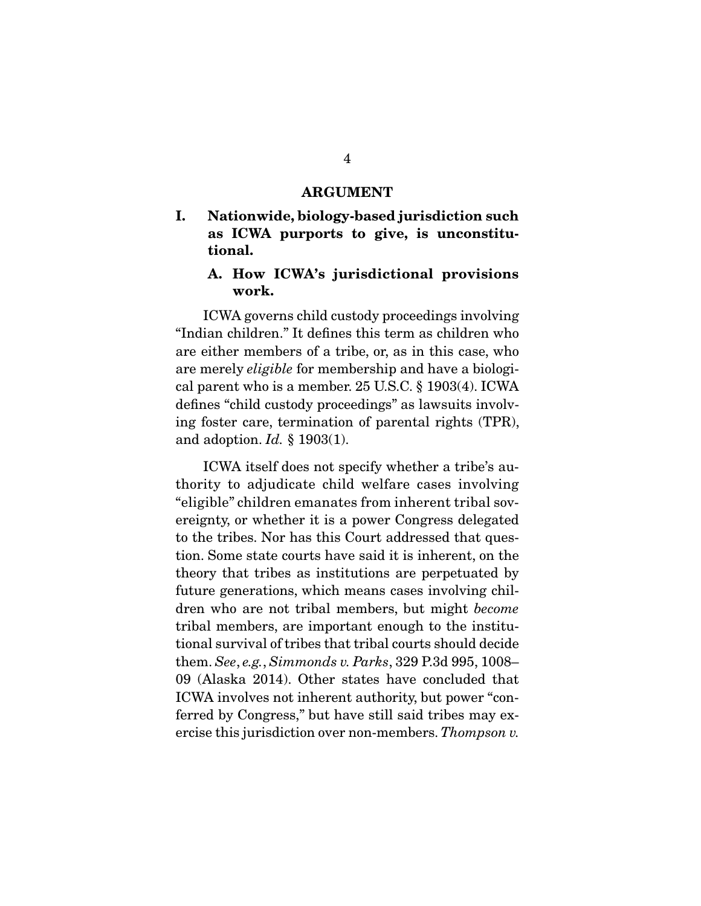## ARGUMENT

### I. Nationwide, biology-based jurisdiction such as ICWA purports to give, is unconstitutional.

#### A. How ICWA's jurisdictional provisions work.

ICWA governs child custody proceedings involving "Indian children." It defines this term as children who are either members of a tribe, or, as in this case, who are merely *eligible* for membership and have a biological parent who is a member. 25 U.S.C. § 1903(4). ICWA defines "child custody proceedings" as lawsuits involving foster care, termination of parental rights (TPR), and adoption. *Id.* § 1903(1).

ICWA itself does not specify whether a tribe's authority to adjudicate child welfare cases involving "eligible" children emanates from inherent tribal sovereignty, or whether it is a power Congress delegated to the tribes. Nor has this Court addressed that question. Some state courts have said it is inherent, on the theory that tribes as institutions are perpetuated by future generations, which means cases involving children who are not tribal members, but might *become* tribal members, are important enough to the institutional survival of tribes that tribal courts should decide them. *See*, *e.g.*, *Simmonds v. Parks*, 329 P.3d 995, 1008–09 (Alaska 2014). Other states have concluded that ICWA involves not inherent authority, but power "conferred by Congress," but have still said tribes may exercise this jurisdiction over non-members. *Thompson v.*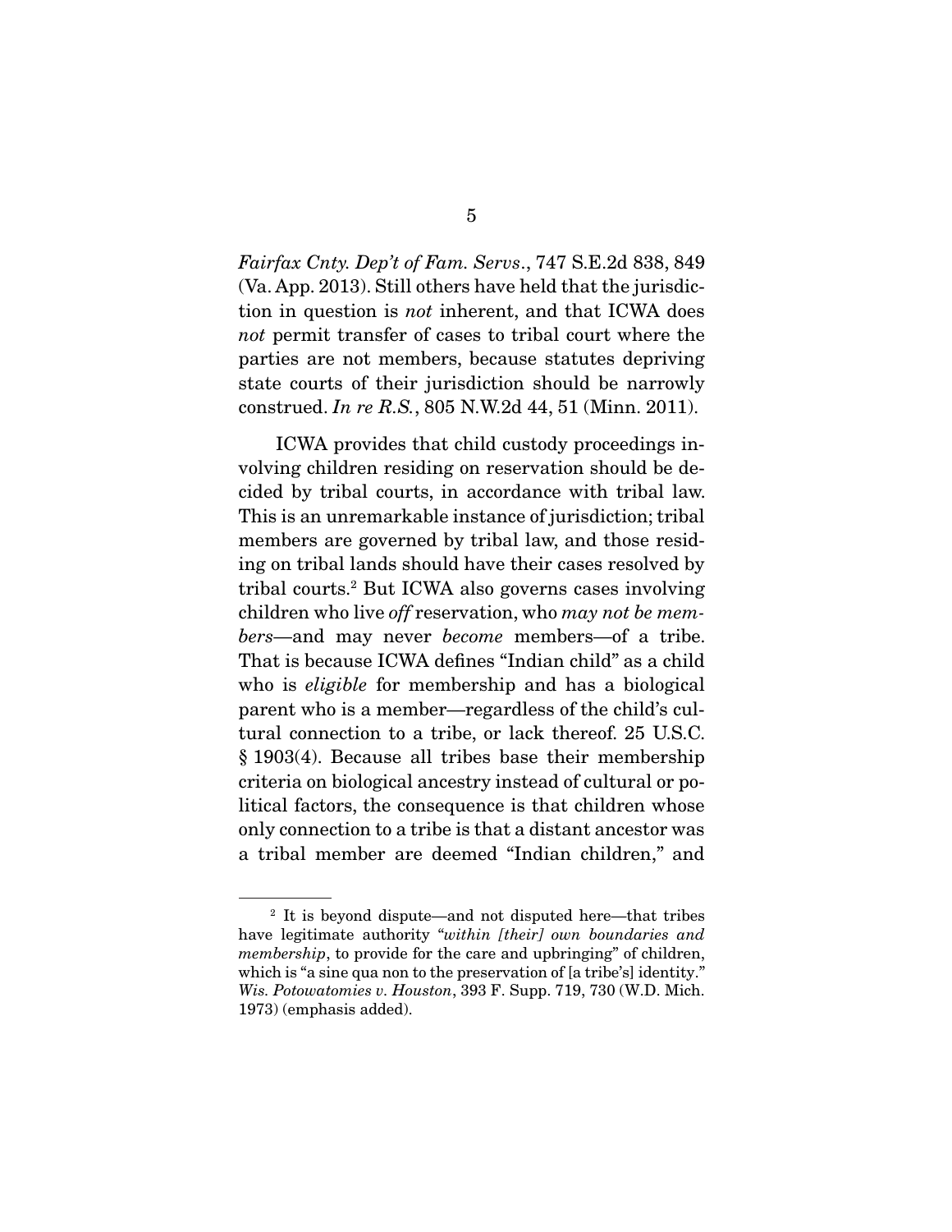*Fairfax Cnty. Dep't of Fam. Servs*., 747 S.E.2d 838, 849 (Va. App. 2013). Still others have held that the jurisdiction in question is *not* inherent, and that ICWA does *not* permit transfer of cases to tribal court where the parties are not members, because statutes depriving state courts of their jurisdiction should be narrowly construed. *In re R.S.*, 805 N.W.2d 44, 51 (Minn. 2011).

ICWA provides that child custody proceedings involving children residing on reservation should be decided by tribal courts, in accordance with tribal law. This is an unremarkable instance of jurisdiction; tribal members are governed by tribal law, and those residing on tribal lands should have their cases resolved by tribal courts.[2] But ICWA also governs cases involving children who live *off* reservation, who *may not be members*—and may never *become* members—of a tribe. That is because ICWA defines "Indian child" as a child who is *eligible* for membership and has a biological parent who is a member—regardless of the child's cultural connection to a tribe, or lack thereof. 25 U.S.C. § 1903(4). Because all tribes base their membership criteria on biological ancestry instead of cultural or political factors, the consequence is that children whose only connection to a tribe is that a distant ancestor was a tribal member are deemed "Indian children," and

---

[2] It is beyond dispute—and not disputed here—that tribes have legitimate authority "*within [their] own boundaries and membership*, to provide for the care and upbringing" of children, which is "a sine qua non to the preservation of [a tribe's] identity." *Wis. Potowatomies v. Houston*, 393 F. Supp. 719, 730 (W.D. Mich. 1973) (emphasis added).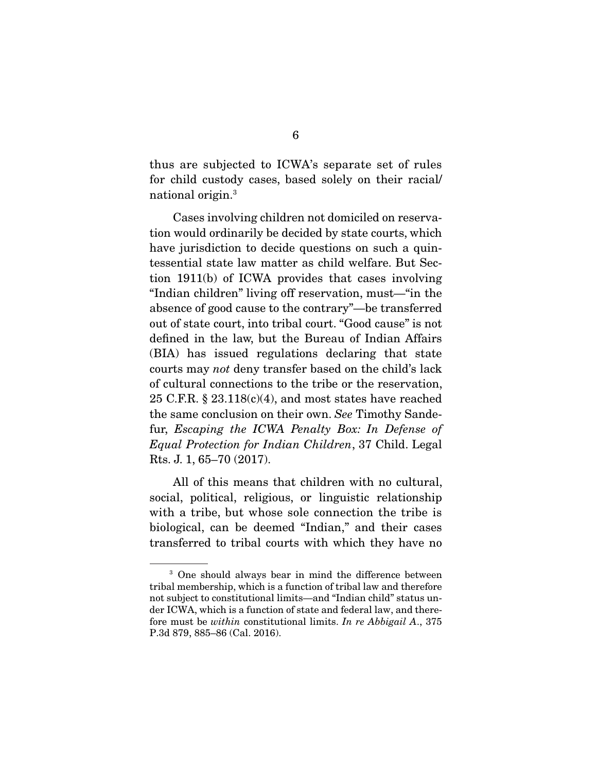thus are subjected to ICWA's separate set of rules for child custody cases, based solely on their racial/ national origin.[3]

Cases involving children not domiciled on reservation would ordinarily be decided by state courts, which have jurisdiction to decide questions on such a quintessential state law matter as child welfare. But Section 1911(b) of ICWA provides that cases involving "Indian children" living off reservation, must—"in the absence of good cause to the contrary"—be transferred out of state court, into tribal court. "Good cause" is not defined in the law, but the Bureau of Indian Affairs (BIA) has issued regulations declaring that state courts may *not* deny transfer based on the child's lack of cultural connections to the tribe or the reservation, 25 C.F.R. § 23.118(c)(4), and most states have reached the same conclusion on their own. *See* Timothy Sandefur, *Escaping the ICWA Penalty Box: In Defense of Equal Protection for Indian Children*, 37 Child. Legal Rts. J. 1, 65–70 (2017).

All of this means that children with no cultural, social, political, religious, or linguistic relationship with a tribe, but whose sole connection the tribe is biological, can be deemed "Indian," and their cases transferred to tribal courts with which they have no

---

[3] One should always bear in mind the difference between tribal membership, which is a function of tribal law and therefore not subject to constitutional limits—and "Indian child" status under ICWA, which is a function of state and federal law, and therefore must be *within* constitutional limits. *In re Abbigail A.*, 375 P.3d 879, 885–86 (Cal. 2016).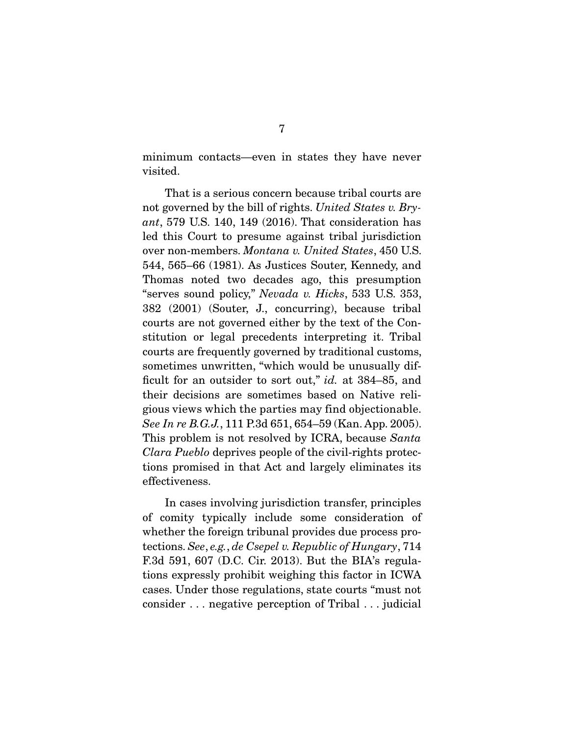minimum contacts—even in states they have never visited.

That is a serious concern because tribal courts are not governed by the bill of rights. *United States v. Bryant*, 579 U.S. 140, 149 (2016). That consideration has led this Court to presume against tribal jurisdiction over non-members. *Montana v. United States*, 450 U.S. 544, 565–66 (1981). As Justices Souter, Kennedy, and Thomas noted two decades ago, this presumption "serves sound policy," *Nevada v. Hicks*, 533 U.S. 353, 382 (2001) (Souter, J., concurring), because tribal courts are not governed either by the text of the Constitution or legal precedents interpreting it. Tribal courts are frequently governed by traditional customs, sometimes unwritten, "which would be unusually difficult for an outsider to sort out," *id.* at 384–85, and their decisions are sometimes based on Native religious views which the parties may find objectionable. *See In re B.G.J.*, 111 P.3d 651, 654–59 (Kan. App. 2005). This problem is not resolved by ICRA, because *Santa Clara Pueblo* deprives people of the civil-rights protections promised in that Act and largely eliminates its effectiveness.

In cases involving jurisdiction transfer, principles of comity typically include some consideration of whether the foreign tribunal provides due process protections. *See*, *e.g.*, *de Csepel v. Republic of Hungary*, 714 F.3d 591, 607 (D.C. Cir. 2013). But the BIA's regulations expressly prohibit weighing this factor in ICWA cases. Under those regulations, state courts "must not consider . . . negative perception of Tribal . . . judicial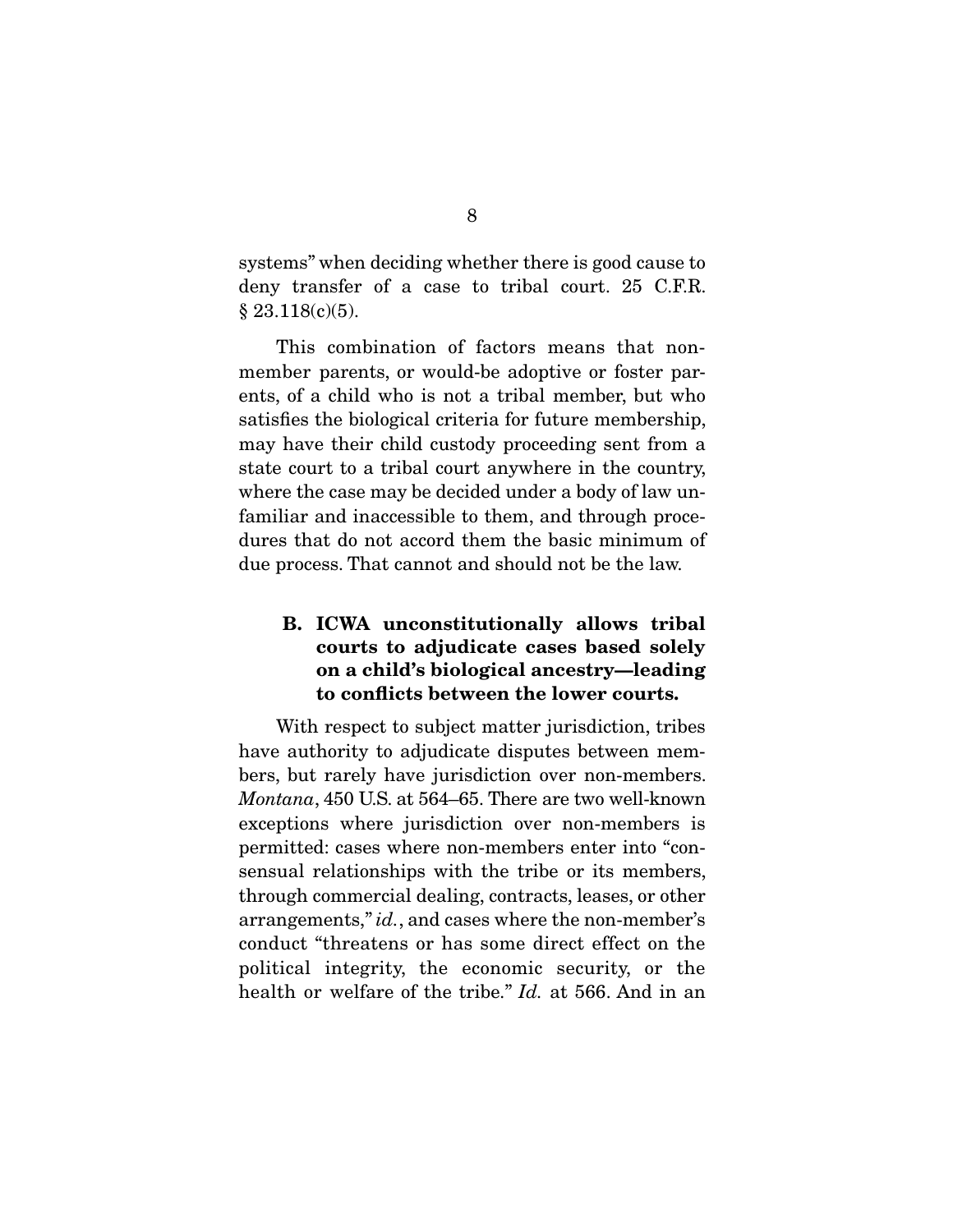systems" when deciding whether there is good cause to deny transfer of a case to tribal court. 25 C.F.R. § 23.118(c)(5).

This combination of factors means that non-member parents, or would-be adoptive or foster parents, of a child who is not a tribal member, but who satisfies the biological criteria for future membership, may have their child custody proceeding sent from a state court to a tribal court anywhere in the country, where the case may be decided under a body of law unfamiliar and inaccessible to them, and through procedures that do not accord them the basic minimum of due process. That cannot and should not be the law.

### B. ICWA unconstitutionally allows tribal courts to adjudicate cases based solely on a child's biological ancestry—leading to conflicts between the lower courts.

With respect to subject matter jurisdiction, tribes have authority to adjudicate disputes between members, but rarely have jurisdiction over non-members. *Montana*, 450 U.S. at 564–65. There are two well-known exceptions where jurisdiction over non-members is permitted: cases where non-members enter into "consensual relationships with the tribe or its members, through commercial dealing, contracts, leases, or other arrangements," *id.*, and cases where the non-member's conduct "threatens or has some direct effect on the political integrity, the economic security, or the health or welfare of the tribe." *Id.* at 566. And in an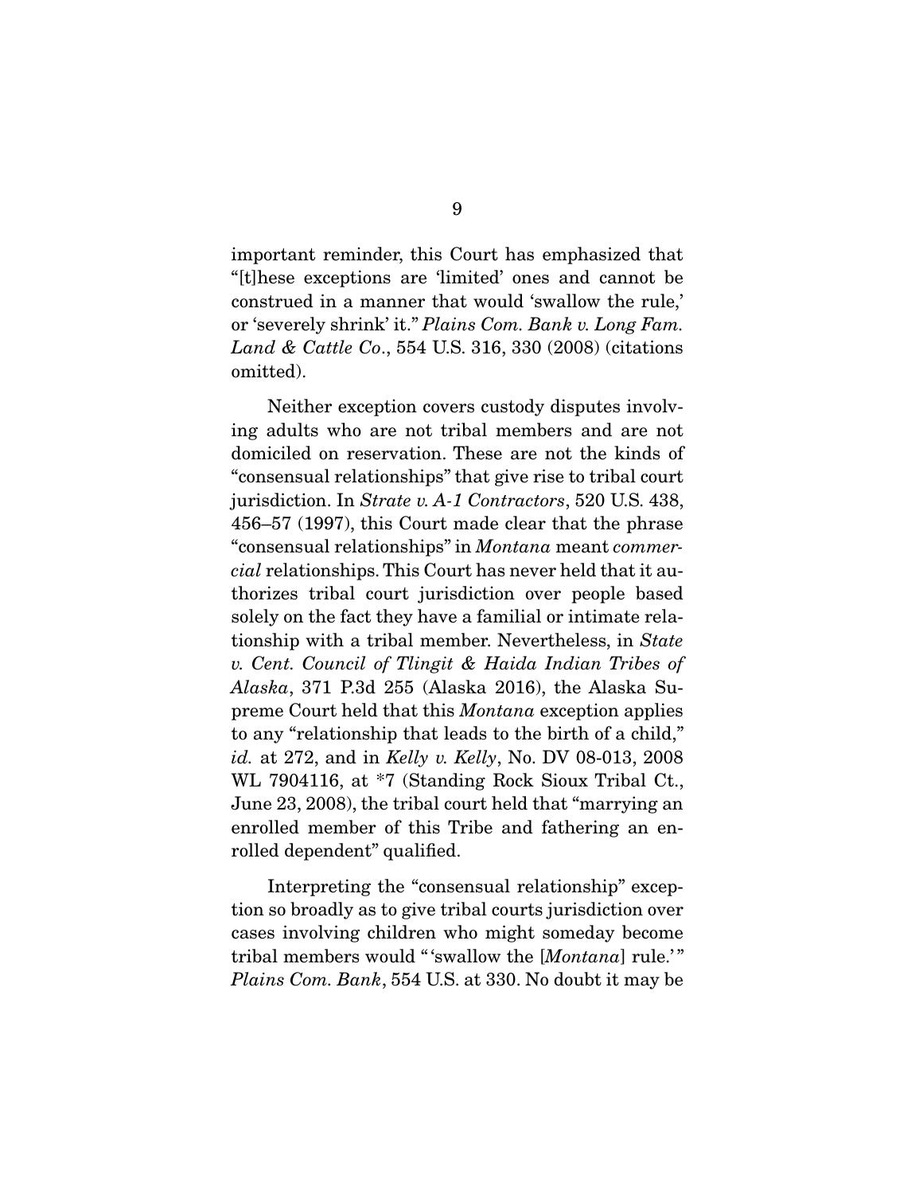important reminder, this Court has emphasized that "[t]hese exceptions are 'limited' ones and cannot be construed in a manner that would 'swallow the rule,' or 'severely shrink' it." *Plains Com. Bank v. Long Fam. Land & Cattle Co.*, 554 U.S. 316, 330 (2008) (citations omitted).

Neither exception covers custody disputes involving adults who are not tribal members and are not domiciled on reservation. These are not the kinds of "consensual relationships" that give rise to tribal court jurisdiction. In *Strate v. A-1 Contractors*, 520 U.S. 438, 456–57 (1997), this Court made clear that the phrase "consensual relationships" in *Montana* meant *commercial* relationships. This Court has never held that it authorizes tribal court jurisdiction over people based solely on the fact they have a familial or intimate relationship with a tribal member. Nevertheless, in *State v. Cent. Council of Tlingit & Haida Indian Tribes of Alaska*, 371 P.3d 255 (Alaska 2016), the Alaska Supreme Court held that this *Montana* exception applies to any "relationship that leads to the birth of a child," *id.* at 272, and in *Kelly v. Kelly*, No. DV 08-013, 2008 WL 7904116, at *7 (Standing Rock Sioux Tribal Ct., June 23, 2008), the tribal court held that "marrying an enrolled member of this Tribe and fathering an enrolled dependent" qualified.

Interpreting the "consensual relationship" exception so broadly as to give tribal courts jurisdiction over cases involving children who might someday become tribal members would "'swallow the [*Montana*] rule.'" *Plains Com. Bank*, 554 U.S. at 330. No doubt it may be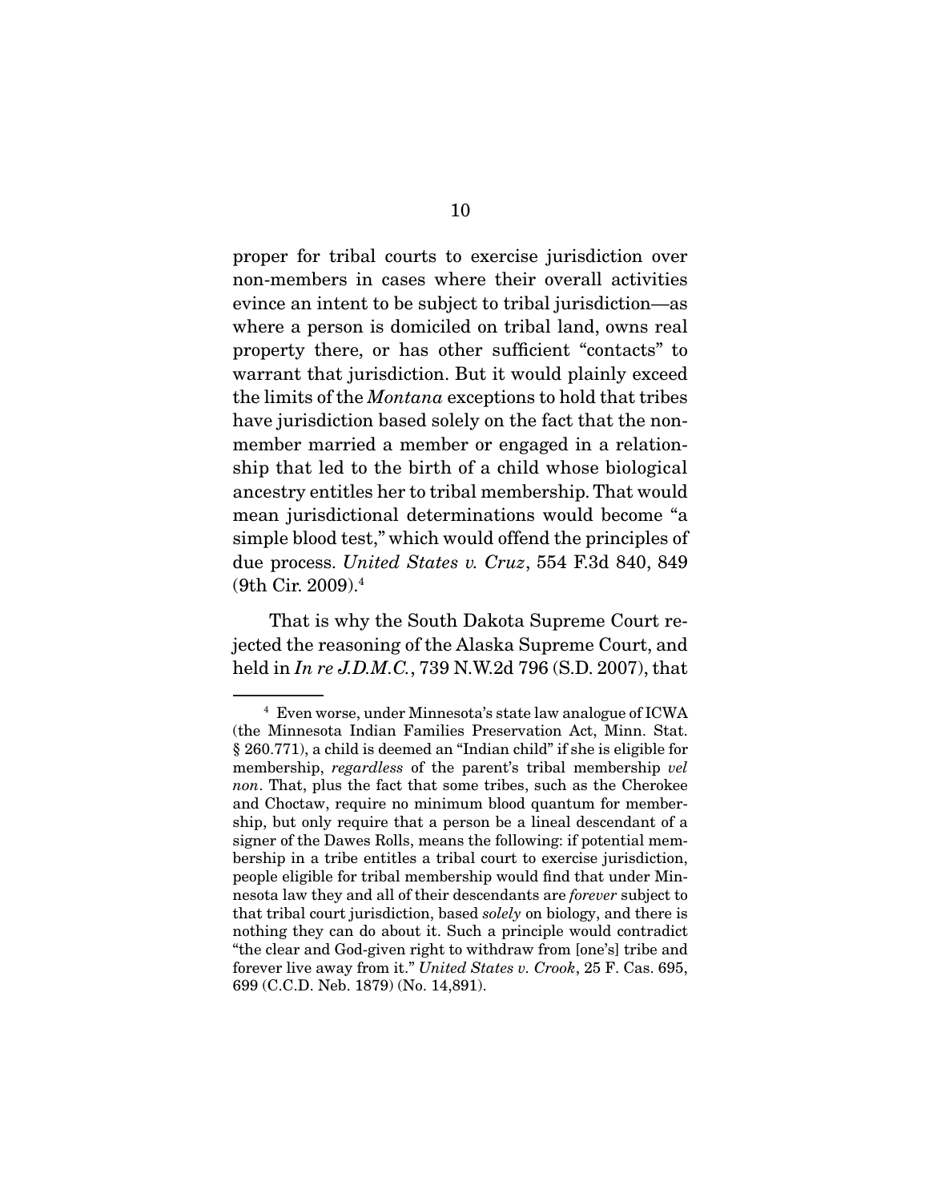proper for tribal courts to exercise jurisdiction over non-members in cases where their overall activities evince an intent to be subject to tribal jurisdiction—as where a person is domiciled on tribal land, owns real property there, or has other sufficient "contacts" to warrant that jurisdiction. But it would plainly exceed the limits of the *Montana* exceptions to hold that tribes have jurisdiction based solely on the fact that the non-member married a member or engaged in a relationship that led to the birth of a child whose biological ancestry entitles her to tribal membership. That would mean jurisdictional determinations would become "a simple blood test," which would offend the principles of due process. *United States v. Cruz*, 554 F.3d 840, 849 (9th Cir. 2009).[4]

That is why the South Dakota Supreme Court rejected the reasoning of the Alaska Supreme Court, and held in *In re J.D.M.C.*, 739 N.W.2d 796 (S.D. 2007), that

---

[4] Even worse, under Minnesota's state law analogue of ICWA (the Minnesota Indian Families Preservation Act, Minn. Stat. § 260.771), a child is deemed an "Indian child" if she is eligible for membership, *regardless* of the parent's tribal membership *vel non*. That, plus the fact that some tribes, such as the Cherokee and Choctaw, require no minimum blood quantum for membership, but only require that a person be a lineal descendant of a signer of the Dawes Rolls, means the following: if potential membership in a tribe entitles a tribal court to exercise jurisdiction, people eligible for tribal membership would find that under Minnesota law they and all of their descendants are *forever* subject to that tribal court jurisdiction, based *solely* on biology, and there is nothing they can do about it. Such a principle would contradict "the clear and God-given right to withdraw from [one's] tribe and forever live away from it." *United States v. Crook*, 25 F. Cas. 695, 699 (C.C.D. Neb. 1879) (No. 14,891).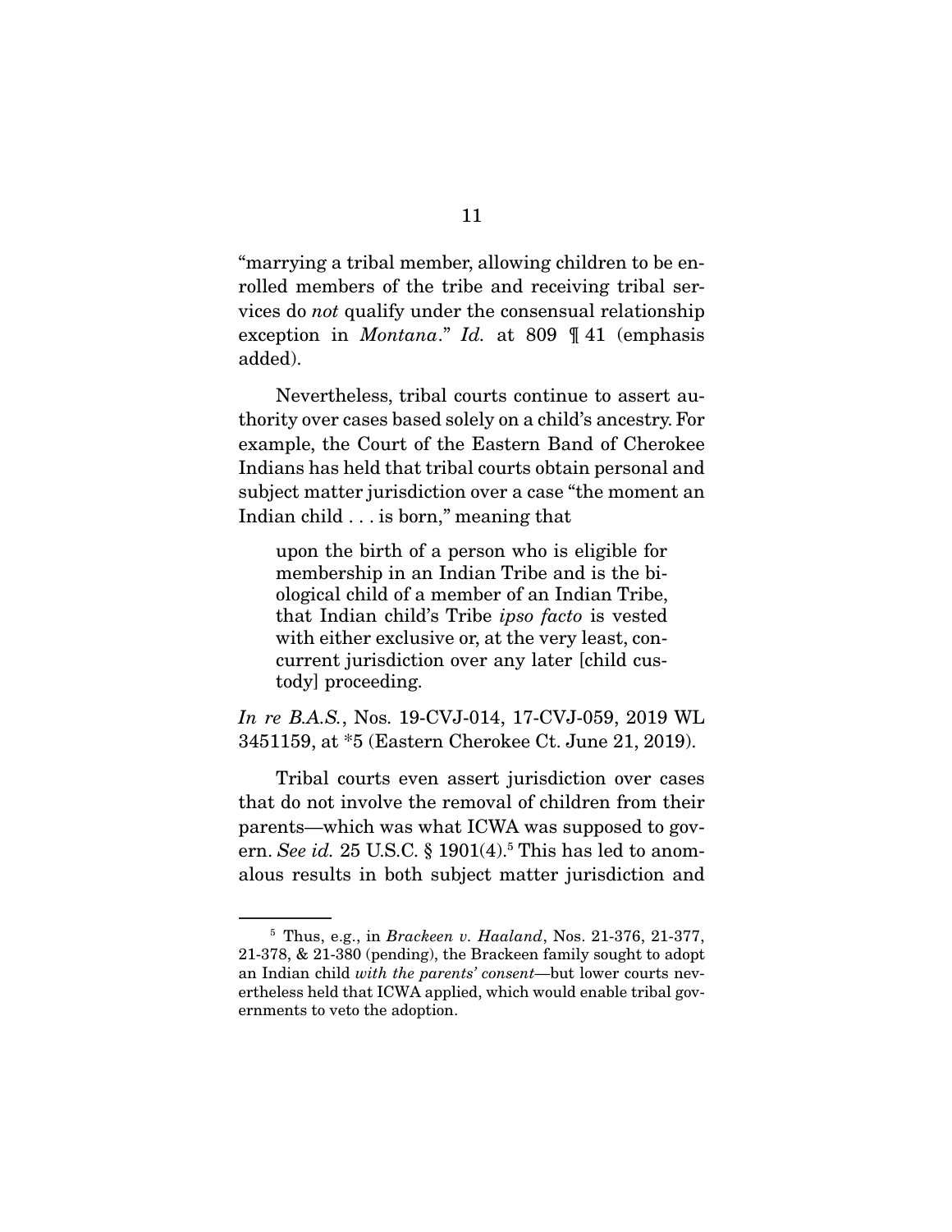"marrying a tribal member, allowing children to be enrolled members of the tribe and receiving tribal services do *not* qualify under the consensual relationship exception in *Montana*." *Id.* at 809 ¶ 41 (emphasis added).

Nevertheless, tribal courts continue to assert authority over cases based solely on a child's ancestry. For example, the Court of the Eastern Band of Cherokee Indians has held that tribal courts obtain personal and subject matter jurisdiction over a case "the moment an Indian child . . . is born," meaning that

> upon the birth of a person who is eligible for membership in an Indian Tribe and is the biological child of a member of an Indian Tribe, that Indian child's Tribe *ipso facto* is vested with either exclusive or, at the very least, concurrent jurisdiction over any later [child custody] proceeding.

*In re B.A.S.*, Nos. 19-CVJ-014, 17-CVJ-059, 2019 WL 3451159, at *5 (Eastern Cherokee Ct. June 21, 2019).

Tribal courts even assert jurisdiction over cases that do not involve the removal of children from their parents—which was what ICWA was supposed to govern. *See id.* 25 U.S.C. § 1901(4).[5] This has led to anomalous results in both subject matter jurisdiction and

---

[5] Thus, e.g., in *Brackeen v. Haaland*, Nos. 21-376, 21-377, 21-378, & 21-380 (pending), the Brackeen family sought to adopt an Indian child *with the parents' consent*—but lower courts nevertheless held that ICWA applied, which would enable tribal governments to veto the adoption.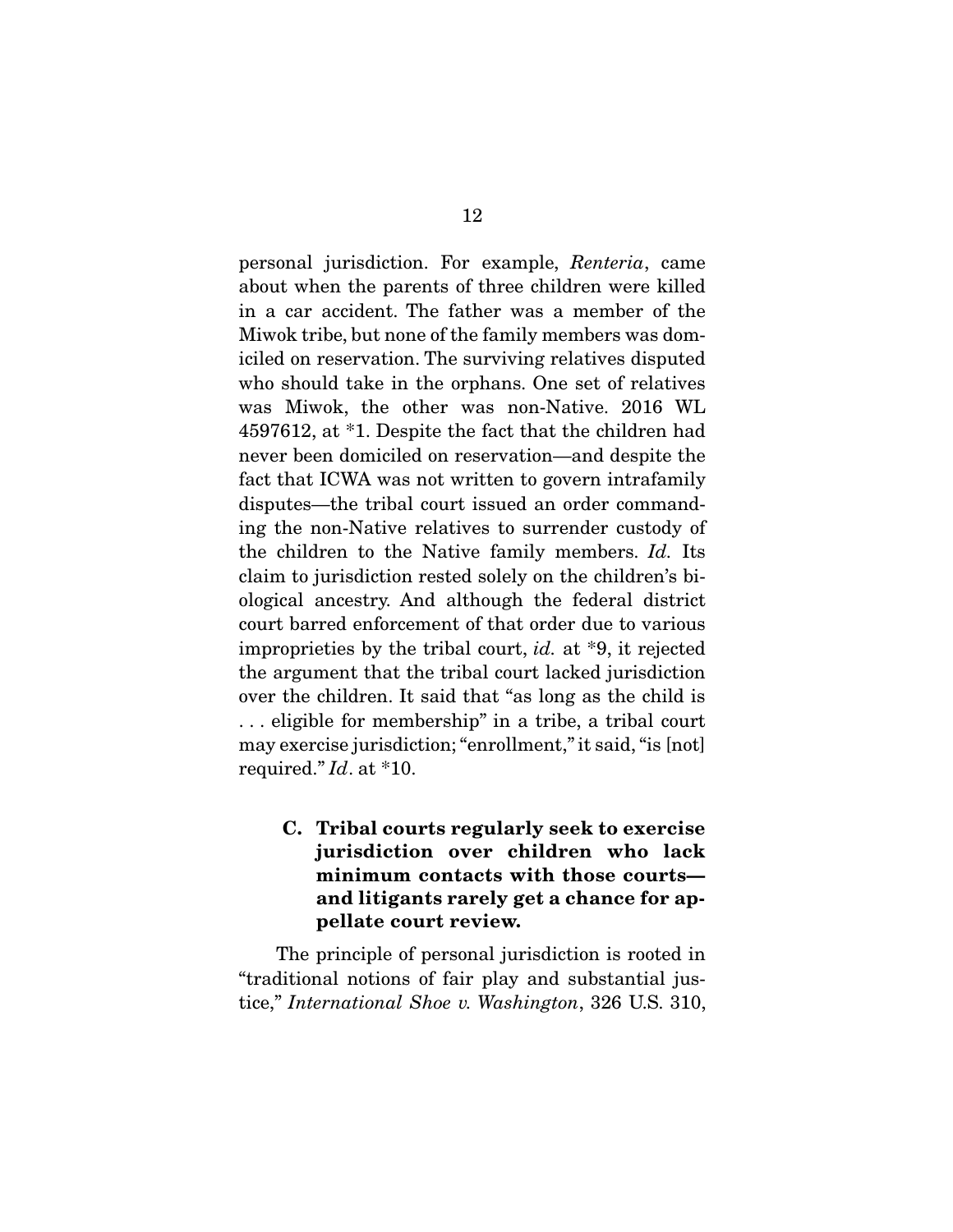personal jurisdiction. For example, *Renteria*, came about when the parents of three children were killed in a car accident. The father was a member of the Miwok tribe, but none of the family members was domiciled on reservation. The surviving relatives disputed who should take in the orphans. One set of relatives was Miwok, the other was non-Native. 2016 WL 4597612, at *1. Despite the fact that the children had never been domiciled on reservation—and despite the fact that ICWA was not written to govern intrafamily disputes—the tribal court issued an order commanding the non-Native relatives to surrender custody of the children to the Native family members. *Id.* Its claim to jurisdiction rested solely on the children's biological ancestry. And although the federal district court barred enforcement of that order due to various improprieties by the tribal court, *id.* at *9, it rejected the argument that the tribal court lacked jurisdiction over the children. It said that "as long as the child is . . . eligible for membership" in a tribe, a tribal court may exercise jurisdiction; "enrollment," it said, "is [not] required." *Id*. at *10.

### C. Tribal courts regularly seek to exercise jurisdiction over children who lack minimum contacts with those courts—and litigants rarely get a chance for appellate court review.

The principle of personal jurisdiction is rooted in "traditional notions of fair play and substantial justice," *International Shoe v. Washington*, 326 U.S. 310,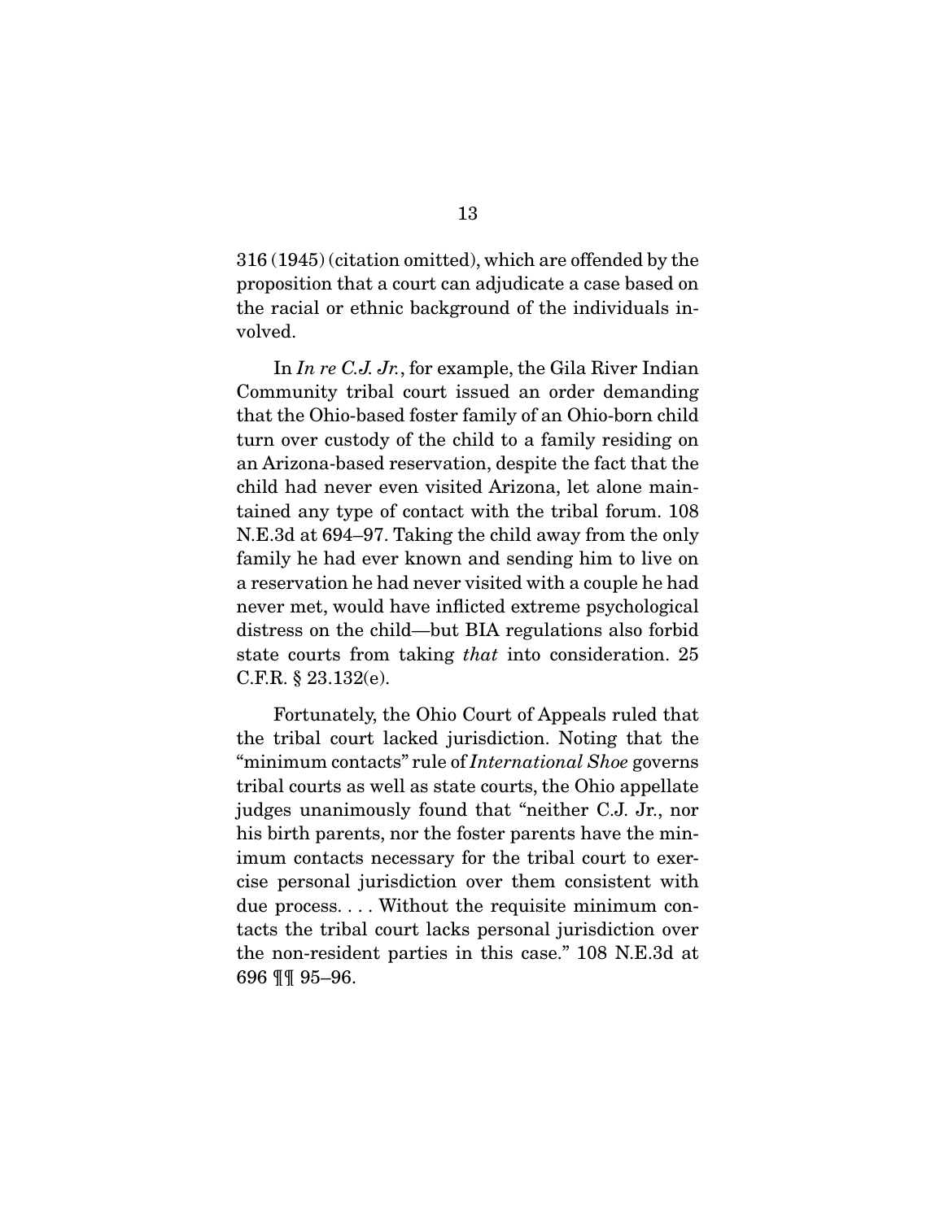316 (1945) (citation omitted), which are offended by the proposition that a court can adjudicate a case based on the racial or ethnic background of the individuals involved.

In *In re C.J. Jr.*, for example, the Gila River Indian Community tribal court issued an order demanding that the Ohio-based foster family of an Ohio-born child turn over custody of the child to a family residing on an Arizona-based reservation, despite the fact that the child had never even visited Arizona, let alone maintained any type of contact with the tribal forum. 108 N.E.3d at 694–97. Taking the child away from the only family he had ever known and sending him to live on a reservation he had never visited with a couple he had never met, would have inflicted extreme psychological distress on the child—but BIA regulations also forbid state courts from taking *that* into consideration. 25 C.F.R. § 23.132(e).

Fortunately, the Ohio Court of Appeals ruled that the tribal court lacked jurisdiction. Noting that the "minimum contacts" rule of *International Shoe* governs tribal courts as well as state courts, the Ohio appellate judges unanimously found that "neither C.J. Jr., nor his birth parents, nor the foster parents have the minimum contacts necessary for the tribal court to exercise personal jurisdiction over them consistent with due process. . . . Without the requisite minimum contacts the tribal court lacks personal jurisdiction over the non-resident parties in this case." 108 N.E.3d at 696 ¶¶ 95–96.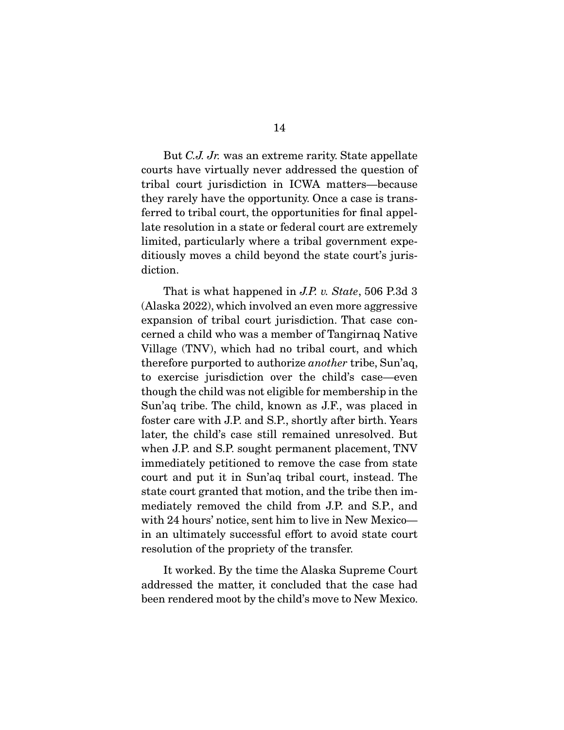But *C.J. Jr.* was an extreme rarity. State appellate courts have virtually never addressed the question of tribal court jurisdiction in ICWA matters—because they rarely have the opportunity. Once a case is transferred to tribal court, the opportunities for final appellate resolution in a state or federal court are extremely limited, particularly where a tribal government expeditiously moves a child beyond the state court's jurisdiction.

That is what happened in *J.P. v. State*, 506 P.3d 3 (Alaska 2022), which involved an even more aggressive expansion of tribal court jurisdiction. That case concerned a child who was a member of Tangirnaq Native Village (TNV), which had no tribal court, and which therefore purported to authorize *another* tribe, Sun'aq, to exercise jurisdiction over the child's case—even though the child was not eligible for membership in the Sun'aq tribe. The child, known as J.F., was placed in foster care with J.P. and S.P., shortly after birth. Years later, the child's case still remained unresolved. But when J.P. and S.P. sought permanent placement, TNV immediately petitioned to remove the case from state court and put it in Sun'aq tribal court, instead. The state court granted that motion, and the tribe then immediately removed the child from J.P. and S.P., and with 24 hours' notice, sent him to live in New Mexico—in an ultimately successful effort to avoid state court resolution of the propriety of the transfer.

It worked. By the time the Alaska Supreme Court addressed the matter, it concluded that the case had been rendered moot by the child's move to New Mexico.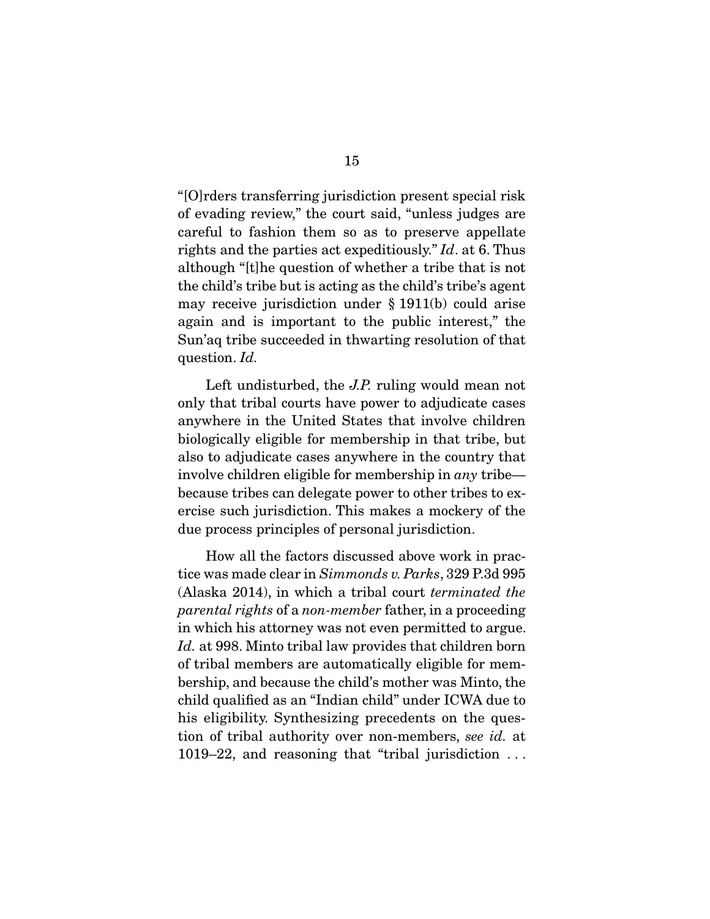"[O]rders transferring jurisdiction present special risk of evading review," the court said, "unless judges are careful to fashion them so as to preserve appellate rights and the parties act expeditiously." *Id*. at 6. Thus although "[t]he question of whether a tribe that is not the child's tribe but is acting as the child's tribe's agent may receive jurisdiction under § 1911(b) could arise again and is important to the public interest," the Sun'aq tribe succeeded in thwarting resolution of that question. *Id.*

Left undisturbed, the *J.P.* ruling would mean not only that tribal courts have power to adjudicate cases anywhere in the United States that involve children biologically eligible for membership in that tribe, but also to adjudicate cases anywhere in the country that involve children eligible for membership in *any* tribe—because tribes can delegate power to other tribes to exercise such jurisdiction. This makes a mockery of the due process principles of personal jurisdiction.

How all the factors discussed above work in practice was made clear in *Simmonds v. Parks*, 329 P.3d 995 (Alaska 2014), in which a tribal court *terminated the parental rights* of a *non-member* father, in a proceeding in which his attorney was not even permitted to argue. *Id.* at 998. Minto tribal law provides that children born of tribal members are automatically eligible for membership, and because the child's mother was Minto, the child qualified as an "Indian child" under ICWA due to his eligibility. Synthesizing precedents on the question of tribal authority over non-members, *see id.* at 1019–22, and reasoning that "tribal jurisdiction . . .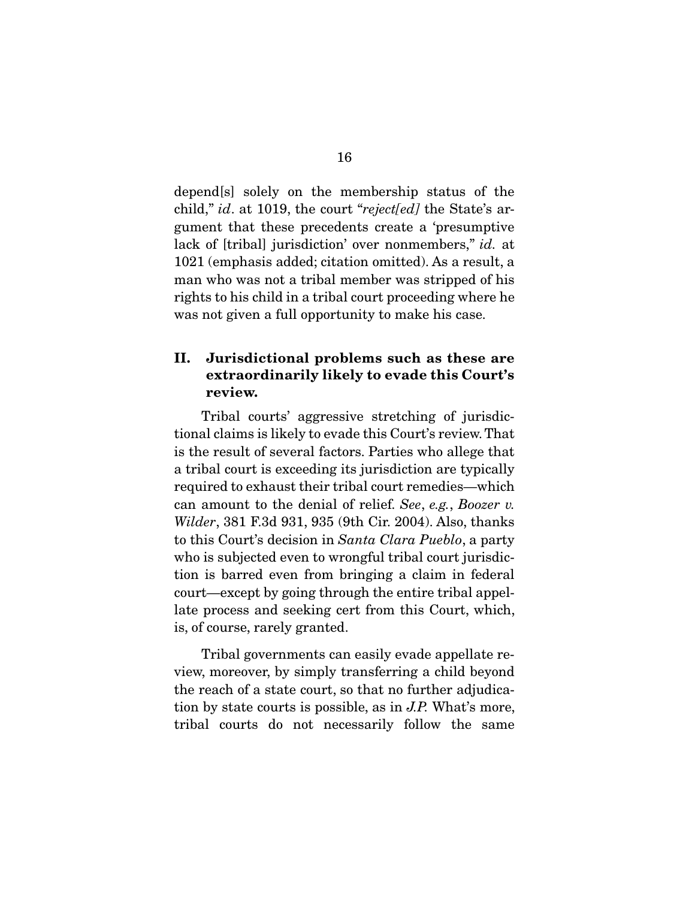depend[s] solely on the membership status of the child," *id*. at 1019, the court "*reject[ed]* the State's argument that these precedents create a 'presumptive lack of [tribal] jurisdiction' over nonmembers," *id.* at 1021 (emphasis added; citation omitted). As a result, a man who was not a tribal member was stripped of his rights to his child in a tribal court proceeding where he was not given a full opportunity to make his case.

## II. Jurisdictional problems such as these are extraordinarily likely to evade this Court's review.

Tribal courts' aggressive stretching of jurisdictional claims is likely to evade this Court's review. That is the result of several factors. Parties who allege that a tribal court is exceeding its jurisdiction are typically required to exhaust their tribal court remedies—which can amount to the denial of relief. *See*, *e.g.*, *Boozer v. Wilder*, 381 F.3d 931, 935 (9th Cir. 2004). Also, thanks to this Court's decision in *Santa Clara Pueblo*, a party who is subjected even to wrongful tribal court jurisdiction is barred even from bringing a claim in federal court—except by going through the entire tribal appellate process and seeking cert from this Court, which, is, of course, rarely granted.

Tribal governments can easily evade appellate review, moreover, by simply transferring a child beyond the reach of a state court, so that no further adjudication by state courts is possible, as in *J.P.* What's more, tribal courts do not necessarily follow the same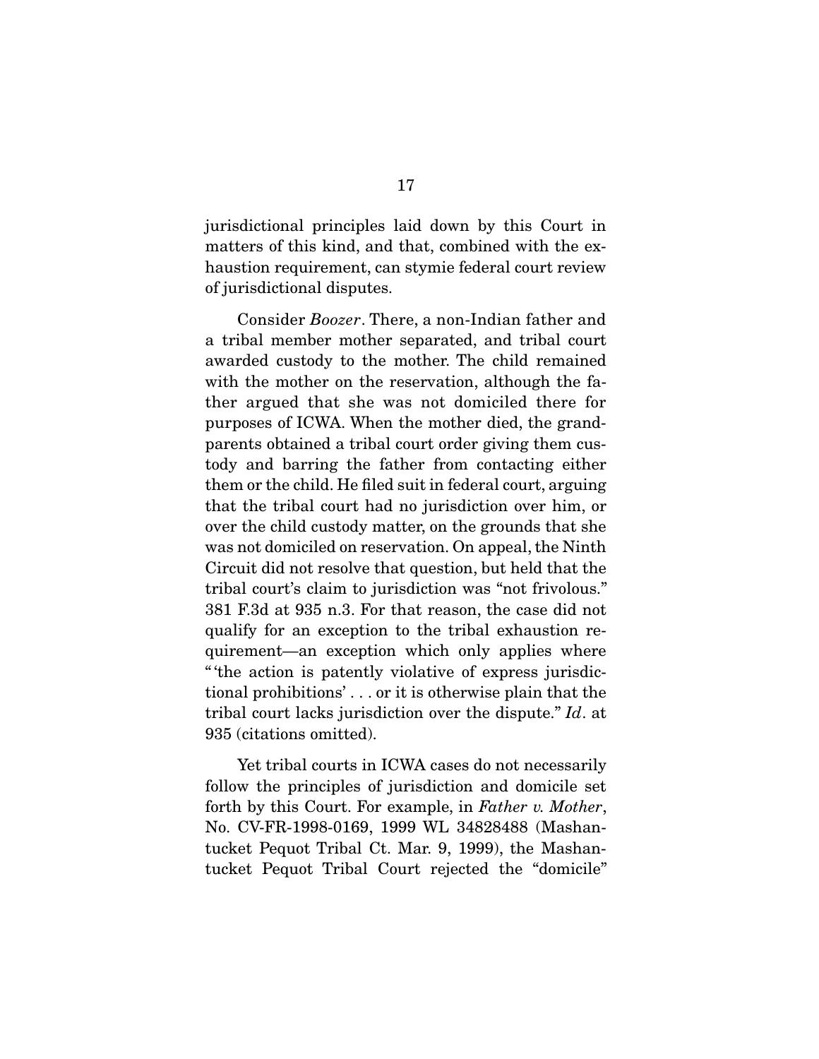jurisdictional principles laid down by this Court in matters of this kind, and that, combined with the exhaustion requirement, can stymie federal court review of jurisdictional disputes.

Consider *Boozer*. There, a non-Indian father and a tribal member mother separated, and tribal court awarded custody to the mother. The child remained with the mother on the reservation, although the father argued that she was not domiciled there for purposes of ICWA. When the mother died, the grandparents obtained a tribal court order giving them custody and barring the father from contacting either them or the child. He filed suit in federal court, arguing that the tribal court had no jurisdiction over him, or over the child custody matter, on the grounds that she was not domiciled on reservation. On appeal, the Ninth Circuit did not resolve that question, but held that the tribal court's claim to jurisdiction was "not frivolous." 381 F.3d at 935 n.3. For that reason, the case did not qualify for an exception to the tribal exhaustion requirement—an exception which only applies where "'the action is patently violative of express jurisdictional prohibitions' . . . or it is otherwise plain that the tribal court lacks jurisdiction over the dispute." *Id*. at 935 (citations omitted).

Yet tribal courts in ICWA cases do not necessarily follow the principles of jurisdiction and domicile set forth by this Court. For example, in *Father v. Mother*, No. CV-FR-1998-0169, 1999 WL 34828488 (Mashantucket Pequot Tribal Ct. Mar. 9, 1999), the Mashantucket Pequot Tribal Court rejected the "domicile"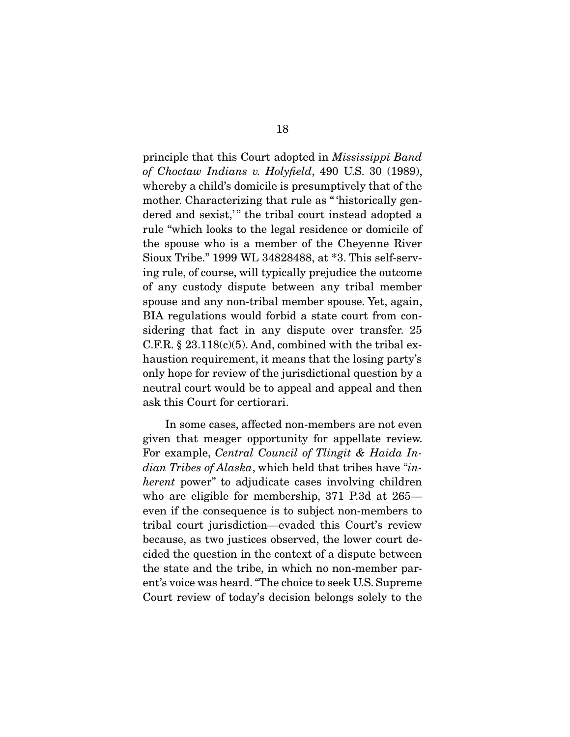principle that this Court adopted in *Mississippi Band of Choctaw Indians v. Holyfield*, 490 U.S. 30 (1989), whereby a child's domicile is presumptively that of the mother. Characterizing that rule as "'historically gendered and sexist,'" the tribal court instead adopted a rule "which looks to the legal residence or domicile of the spouse who is a member of the Cheyenne River Sioux Tribe." 1999 WL 34828488, at *3. This self-serving rule, of course, will typically prejudice the outcome of any custody dispute between any tribal member spouse and any non-tribal member spouse. Yet, again, BIA regulations would forbid a state court from considering that fact in any dispute over transfer. 25 C.F.R. § 23.118(c)(5). And, combined with the tribal exhaustion requirement, it means that the losing party's only hope for review of the jurisdictional question by a neutral court would be to appeal and appeal and then ask this Court for certiorari.

In some cases, affected non-members are not even given that meager opportunity for appellate review. For example, *Central Council of Tlingit & Haida Indian Tribes of Alaska*, which held that tribes have "*inherent* power" to adjudicate cases involving children who are eligible for membership, 371 P.3d at 265—even if the consequence is to subject non-members to tribal court jurisdiction—evaded this Court's review because, as two justices observed, the lower court decided the question in the context of a dispute between the state and the tribe, in which no non-member parent's voice was heard. "The choice to seek U.S. Supreme Court review of today's decision belongs solely to the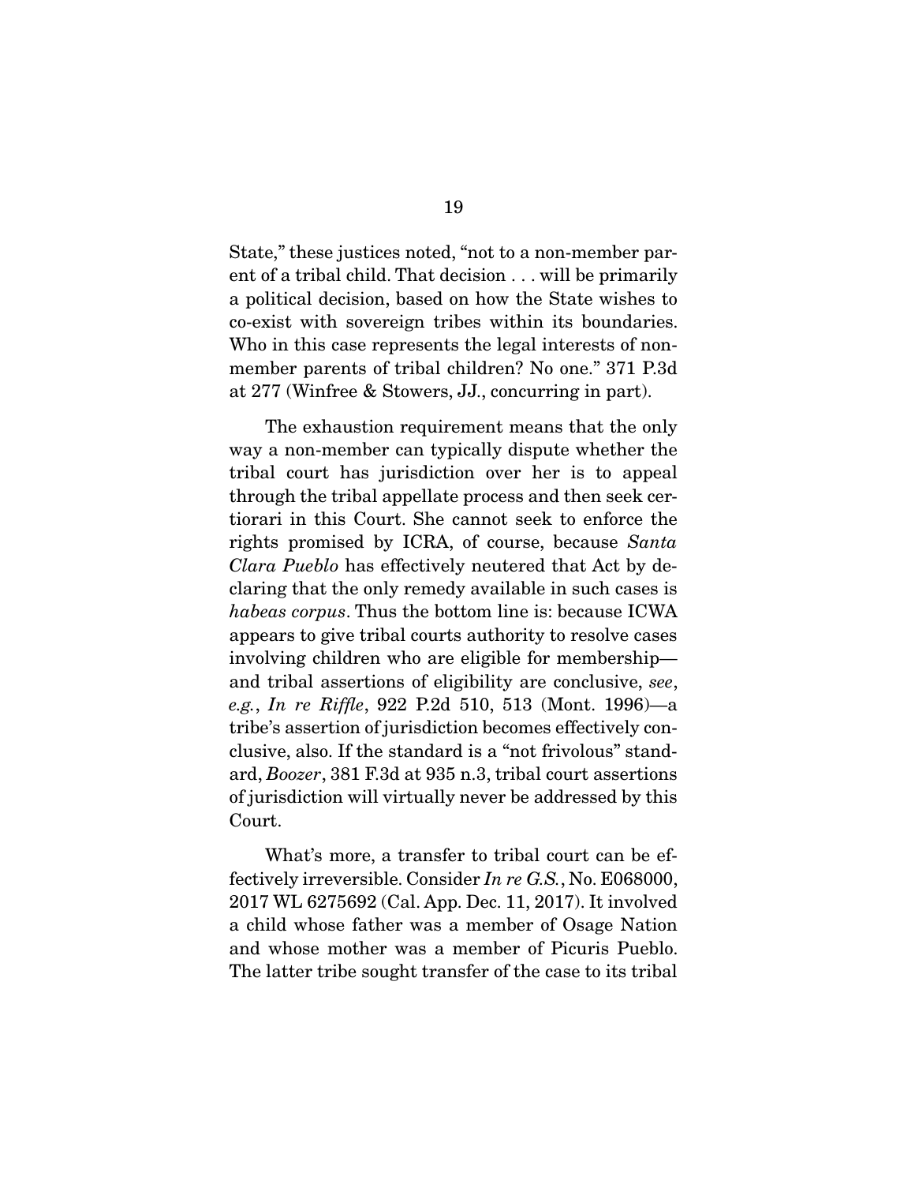State," these justices noted, "not to a non-member parent of a tribal child. That decision . . . will be primarily a political decision, based on how the State wishes to co-exist with sovereign tribes within its boundaries. Who in this case represents the legal interests of non-member parents of tribal children? No one." 371 P.3d at 277 (Winfree & Stowers, JJ., concurring in part).

The exhaustion requirement means that the only way a non-member can typically dispute whether the tribal court has jurisdiction over her is to appeal through the tribal appellate process and then seek certiorari in this Court. She cannot seek to enforce the rights promised by ICRA, of course, because *Santa Clara Pueblo* has effectively neutered that Act by declaring that the only remedy available in such cases is *habeas corpus*. Thus the bottom line is: because ICWA appears to give tribal courts authority to resolve cases involving children who are eligible for membership—and tribal assertions of eligibility are conclusive, *see, e.g.*, *In re Riffle*, 922 P.2d 510, 513 (Mont. 1996)—a tribe's assertion of jurisdiction becomes effectively conclusive, also. If the standard is a "not frivolous" standard, *Boozer*, 381 F.3d at 935 n.3, tribal court assertions of jurisdiction will virtually never be addressed by this Court.

What's more, a transfer to tribal court can be effectively irreversible. Consider *In re G.S.*, No. E068000, 2017 WL 6275692 (Cal. App. Dec. 11, 2017). It involved a child whose father was a member of Osage Nation and whose mother was a member of Picuris Pueblo. The latter tribe sought transfer of the case to its tribal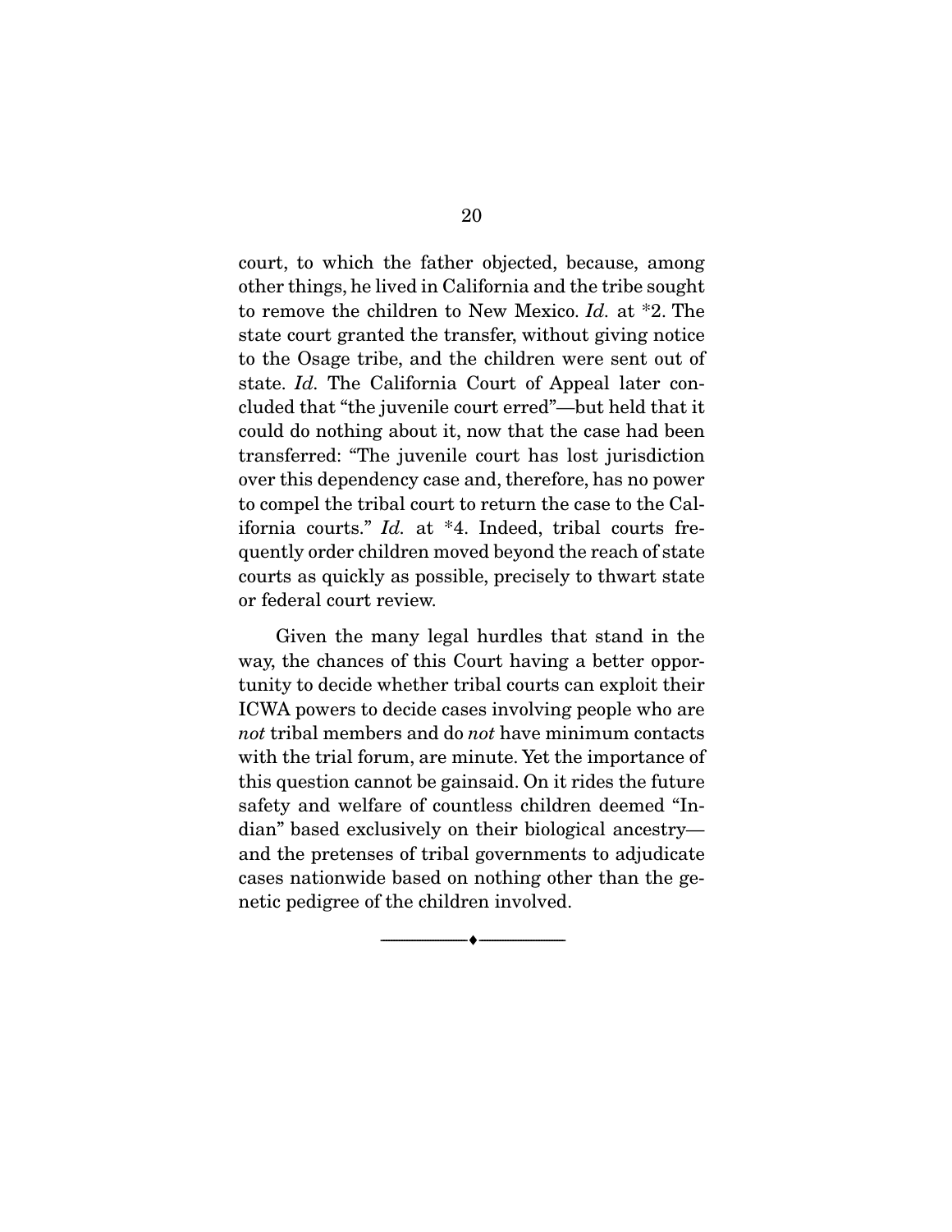court, to which the father objected, because, among other things, he lived in California and the tribe sought to remove the children to New Mexico. *Id.* at *2. The state court granted the transfer, without giving notice to the Osage tribe, and the children were sent out of state. *Id.* The California Court of Appeal later concluded that "the juvenile court erred"—but held that it could do nothing about it, now that the case had been transferred: "The juvenile court has lost jurisdiction over this dependency case and, therefore, has no power to compel the tribal court to return the case to the California courts." *Id.* at *4. Indeed, tribal courts frequently order children moved beyond the reach of state courts as quickly as possible, precisely to thwart state or federal court review.

Given the many legal hurdles that stand in the way, the chances of this Court having a better opportunity to decide whether tribal courts can exploit their ICWA powers to decide cases involving people who are *not* tribal members and do *not* have minimum contacts with the trial forum, are minute. Yet the importance of this question cannot be gainsaid. On it rides the future safety and welfare of countless children deemed "Indian" based exclusively on their biological ancestry—and the pretenses of tribal governments to adjudicate cases nationwide based on nothing other than the genetic pedigree of the children involved.

---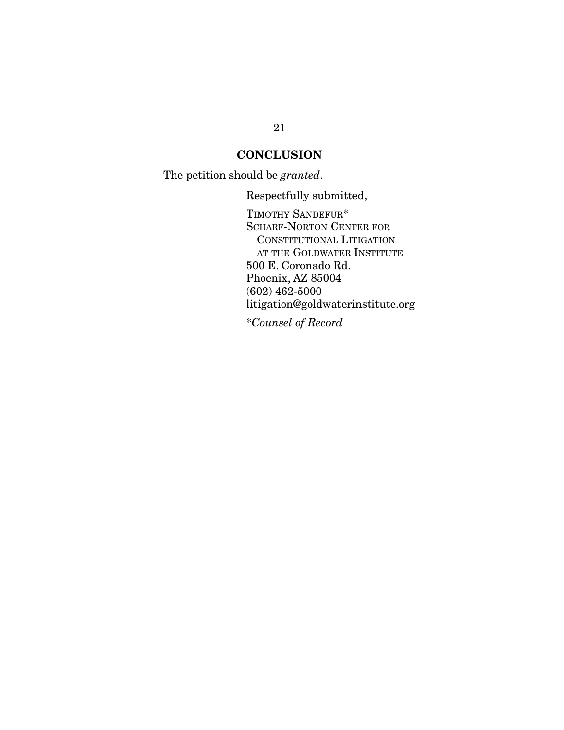## CONCLUSION

The petition should be *granted*.

Respectfully submitted,

TIMOTHY SANDEFUR*
SCHARF-NORTON CENTER FOR
CONSTITUTIONAL LITIGATION
AT THE GOLDWATER INSTITUTE
500 E. Coronado Rd.
Phoenix, AZ 85004
(602) 462-5000
litigation@goldwaterinstitute.org

**Counsel of Record*